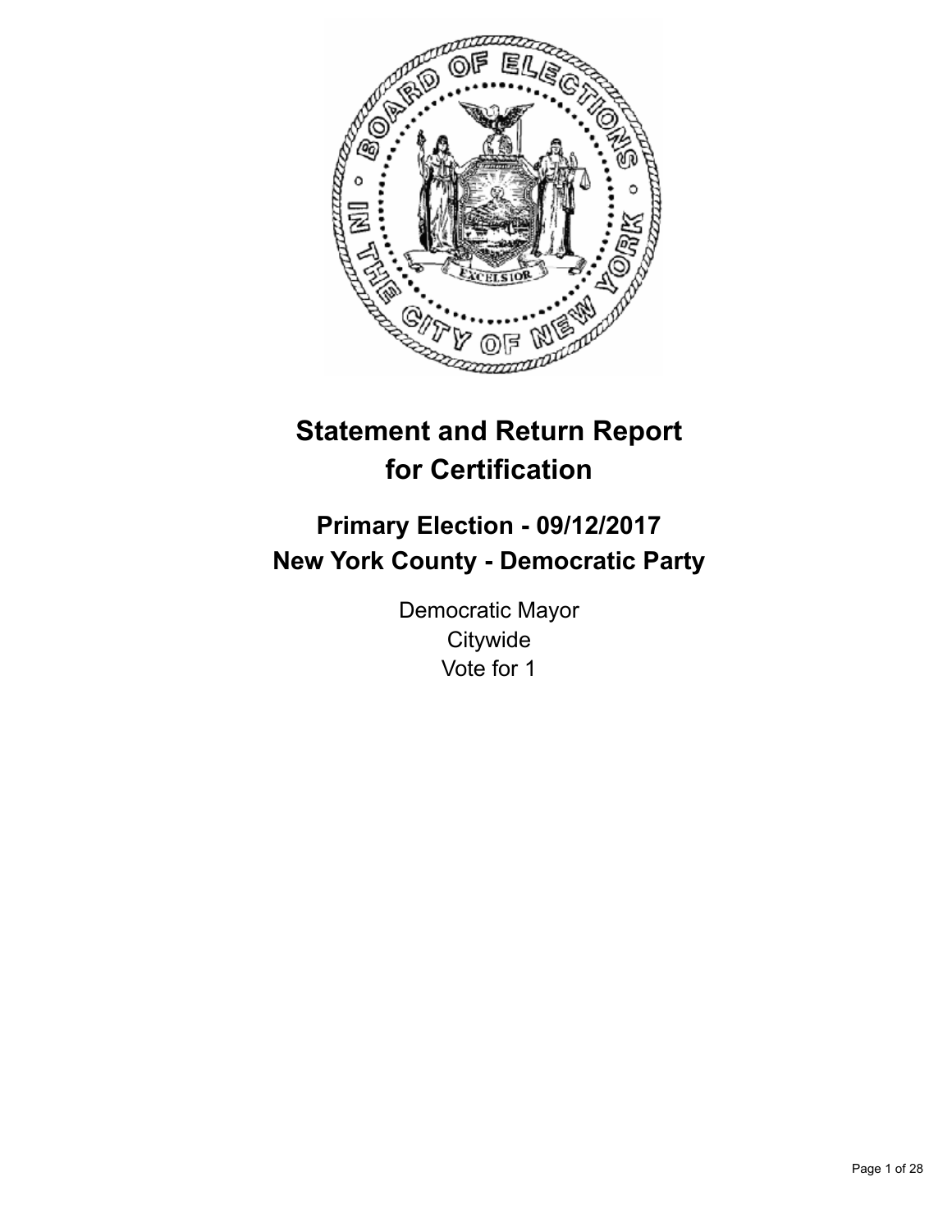# Statement and Return Report for Certification

## Primary Election - 09/12/2017
## New York County - Democratic Party

Democratic Mayor
Citywide
Vote for 1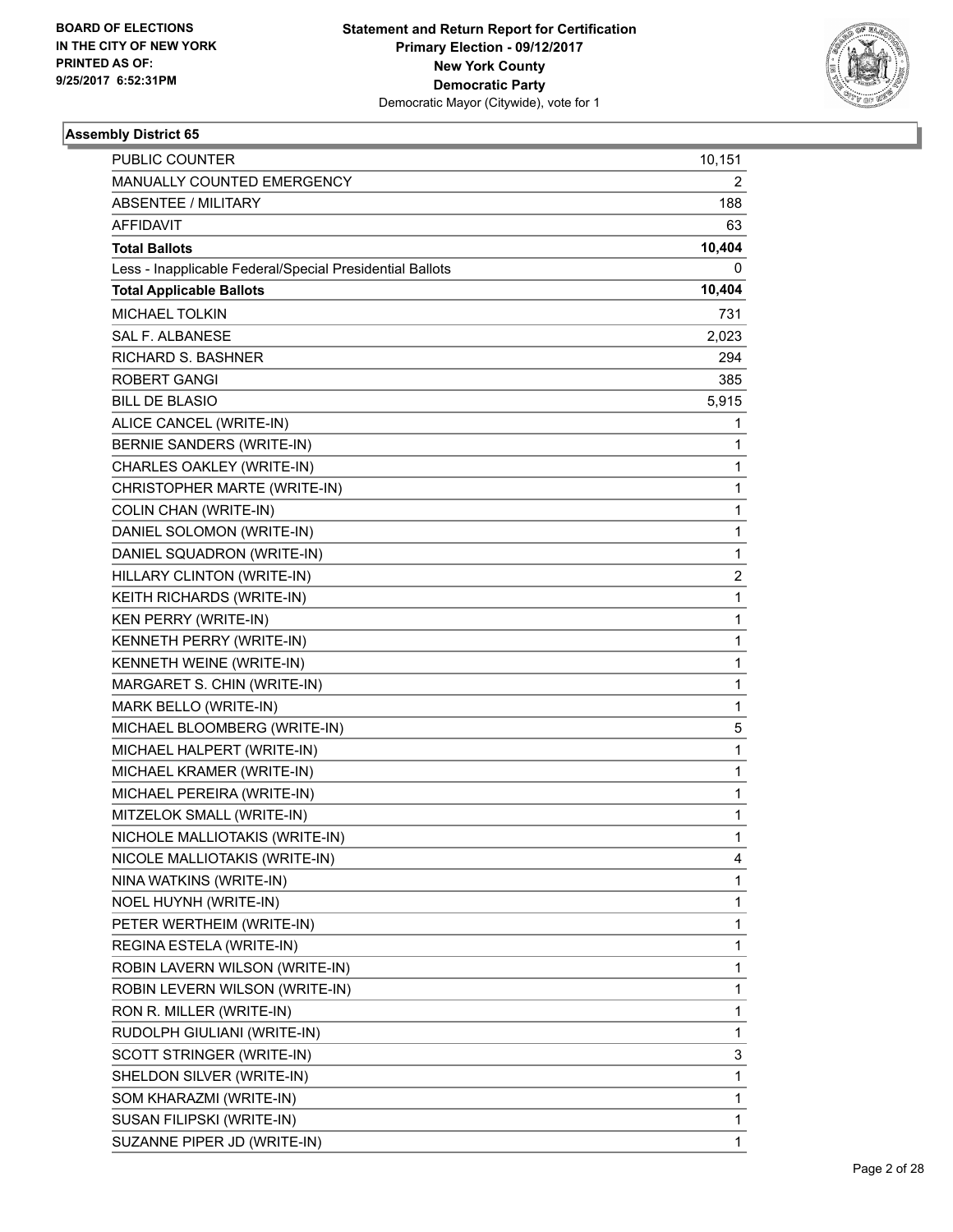BOARD OF ELECTIONS
IN THE CITY OF NEW YORK
PRINTED AS OF:
9/25/2017 6:52:31PM

**Statement and Return Report for Certification**
**Primary Election - 09/12/2017**
**New York County**
**Democratic Party**
Democratic Mayor (Citywide), vote for 1

**Assembly District 65**

| | |
|---|---|
| PUBLIC COUNTER | 10,151 |
| MANUALLY COUNTED EMERGENCY | 2 |
| ABSENTEE / MILITARY | 188 |
| AFFIDAVIT | 63 |
| **Total Ballots** | **10,404** |
| Less - Inapplicable Federal/Special Presidential Ballots | 0 |
| **Total Applicable Ballots** | **10,404** |
| MICHAEL TOLKIN | 731 |
| SAL F. ALBANESE | 2,023 |
| RICHARD S. BASHNER | 294 |
| ROBERT GANGI | 385 |
| BILL DE BLASIO | 5,915 |
| ALICE CANCEL (WRITE-IN) | 1 |
| BERNIE SANDERS (WRITE-IN) | 1 |
| CHARLES OAKLEY (WRITE-IN) | 1 |
| CHRISTOPHER MARTE (WRITE-IN) | 1 |
| COLIN CHAN (WRITE-IN) | 1 |
| DANIEL SOLOMON (WRITE-IN) | 1 |
| DANIEL SQUADRON (WRITE-IN) | 1 |
| HILLARY CLINTON (WRITE-IN) | 2 |
| KEITH RICHARDS (WRITE-IN) | 1 |
| KEN PERRY (WRITE-IN) | 1 |
| KENNETH PERRY (WRITE-IN) | 1 |
| KENNETH WEINE (WRITE-IN) | 1 |
| MARGARET S. CHIN (WRITE-IN) | 1 |
| MARK BELLO (WRITE-IN) | 1 |
| MICHAEL BLOOMBERG (WRITE-IN) | 5 |
| MICHAEL HALPERT (WRITE-IN) | 1 |
| MICHAEL KRAMER (WRITE-IN) | 1 |
| MICHAEL PEREIRA (WRITE-IN) | 1 |
| MITZELOK SMALL (WRITE-IN) | 1 |
| NICHOLE MALLIOTAKIS (WRITE-IN) | 1 |
| NICOLE MALLIOTAKIS (WRITE-IN) | 4 |
| NINA WATKINS (WRITE-IN) | 1 |
| NOEL HUYNH (WRITE-IN) | 1 |
| PETER WERTHEIM (WRITE-IN) | 1 |
| REGINA ESTELA (WRITE-IN) | 1 |
| ROBIN LAVERN WILSON (WRITE-IN) | 1 |
| ROBIN LEVERN WILSON (WRITE-IN) | 1 |
| RON R. MILLER (WRITE-IN) | 1 |
| RUDOLPH GIULIANI (WRITE-IN) | 1 |
| SCOTT STRINGER (WRITE-IN) | 3 |
| SHELDON SILVER (WRITE-IN) | 1 |
| SOM KHARAZMI (WRITE-IN) | 1 |
| SUSAN FILIPSKI (WRITE-IN) | 1 |
| SUZANNE PIPER JD (WRITE-IN) | 1 |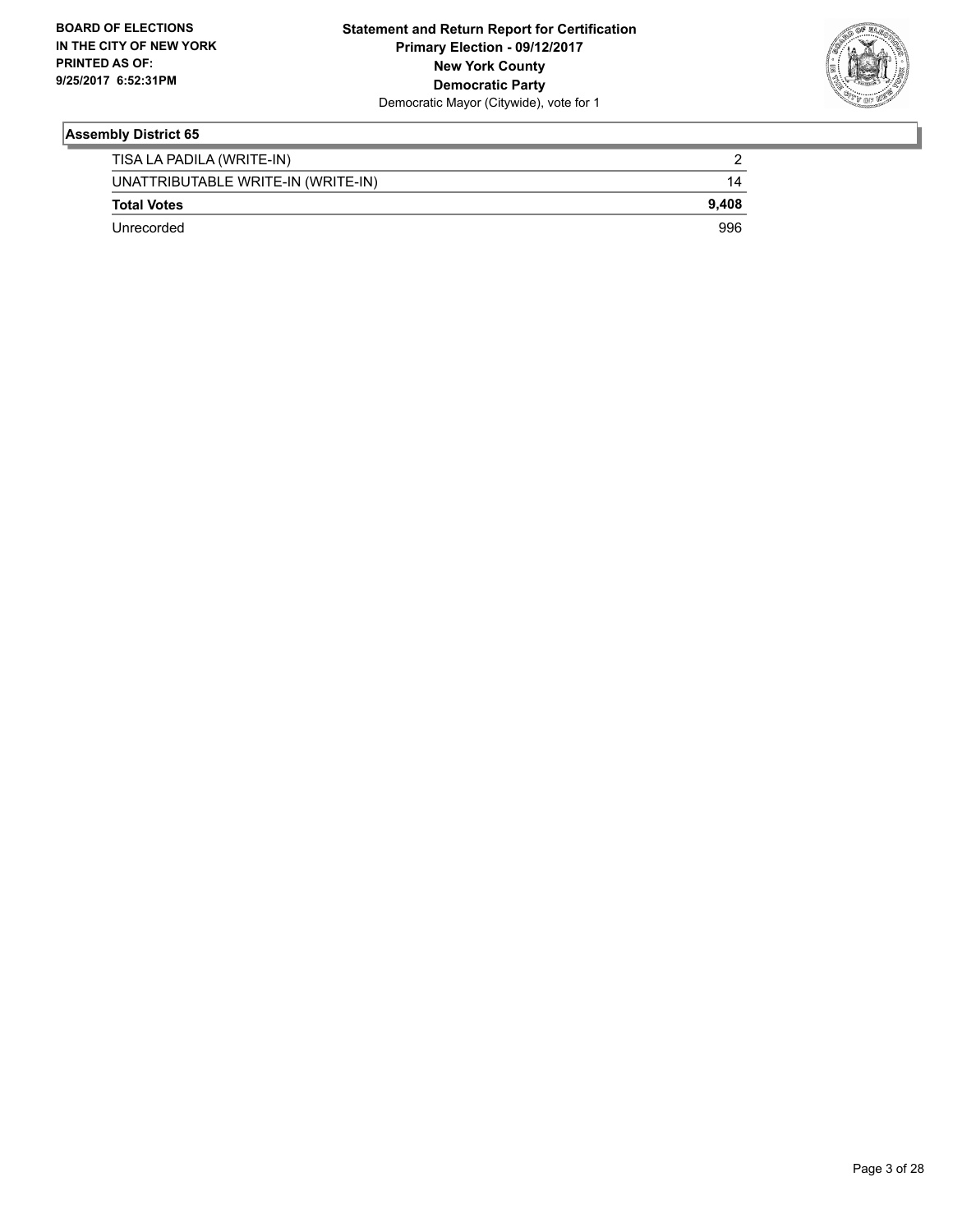## Assembly District 65

| | |
|---|---|
| TISA LA PADILA (WRITE-IN) | 2 |
| UNATTRIBUTABLE WRITE-IN (WRITE-IN) | 14 |
| **Total Votes** | **9,408** |
| Unrecorded | 996 |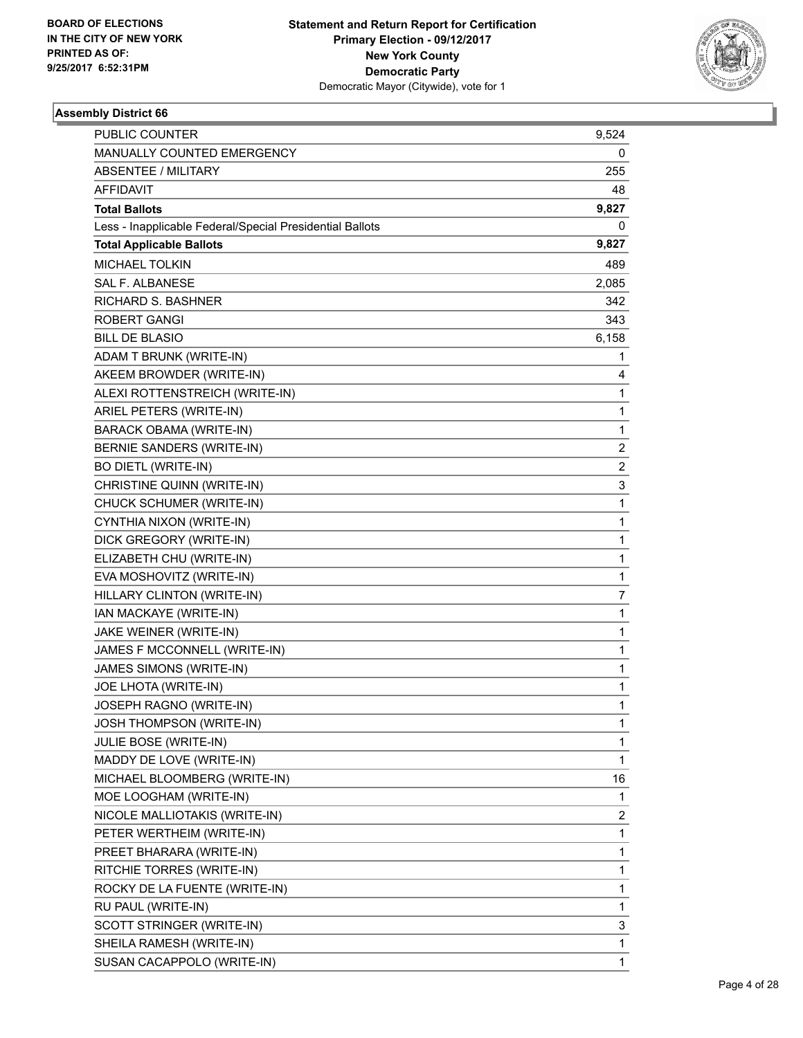**BOARD OF ELECTIONS IN THE CITY OF NEW YORK PRINTED AS OF: 9/25/2017 6:52:31PM**

**Statement and Return Report for Certification**
**Primary Election - 09/12/2017**
**New York County**
**Democratic Party**
Democratic Mayor (Citywide), vote for 1

### Assembly District 66

| | |
|---|---|
| PUBLIC COUNTER | 9,524 |
| MANUALLY COUNTED EMERGENCY | 0 |
| ABSENTEE / MILITARY | 255 |
| AFFIDAVIT | 48 |
| **Total Ballots** | **9,827** |
| Less - Inapplicable Federal/Special Presidential Ballots | 0 |
| **Total Applicable Ballots** | **9,827** |
| MICHAEL TOLKIN | 489 |
| SAL F. ALBANESE | 2,085 |
| RICHARD S. BASHNER | 342 |
| ROBERT GANGI | 343 |
| BILL DE BLASIO | 6,158 |
| ADAM T BRUNK (WRITE-IN) | 1 |
| AKEEM BROWDER (WRITE-IN) | 4 |
| ALEXI ROTTENSTREICH (WRITE-IN) | 1 |
| ARIEL PETERS (WRITE-IN) | 1 |
| BARACK OBAMA (WRITE-IN) | 1 |
| BERNIE SANDERS (WRITE-IN) | 2 |
| BO DIETL (WRITE-IN) | 2 |
| CHRISTINE QUINN (WRITE-IN) | 3 |
| CHUCK SCHUMER (WRITE-IN) | 1 |
| CYNTHIA NIXON (WRITE-IN) | 1 |
| DICK GREGORY (WRITE-IN) | 1 |
| ELIZABETH CHU (WRITE-IN) | 1 |
| EVA MOSHOVITZ (WRITE-IN) | 1 |
| HILLARY CLINTON (WRITE-IN) | 7 |
| IAN MACKAYE (WRITE-IN) | 1 |
| JAKE WEINER (WRITE-IN) | 1 |
| JAMES F MCCONNELL (WRITE-IN) | 1 |
| JAMES SIMONS (WRITE-IN) | 1 |
| JOE LHOTA (WRITE-IN) | 1 |
| JOSEPH RAGNO (WRITE-IN) | 1 |
| JOSH THOMPSON (WRITE-IN) | 1 |
| JULIE BOSE (WRITE-IN) | 1 |
| MADDY DE LOVE (WRITE-IN) | 1 |
| MICHAEL BLOOMBERG (WRITE-IN) | 16 |
| MOE LOOGHAM (WRITE-IN) | 1 |
| NICOLE MALLIOTAKIS (WRITE-IN) | 2 |
| PETER WERTHEIM (WRITE-IN) | 1 |
| PREET BHARARA (WRITE-IN) | 1 |
| RITCHIE TORRES (WRITE-IN) | 1 |
| ROCKY DE LA FUENTE (WRITE-IN) | 1 |
| RU PAUL (WRITE-IN) | 1 |
| SCOTT STRINGER (WRITE-IN) | 3 |
| SHEILA RAMESH (WRITE-IN) | 1 |
| SUSAN CACAPPOLO (WRITE-IN) | 1 |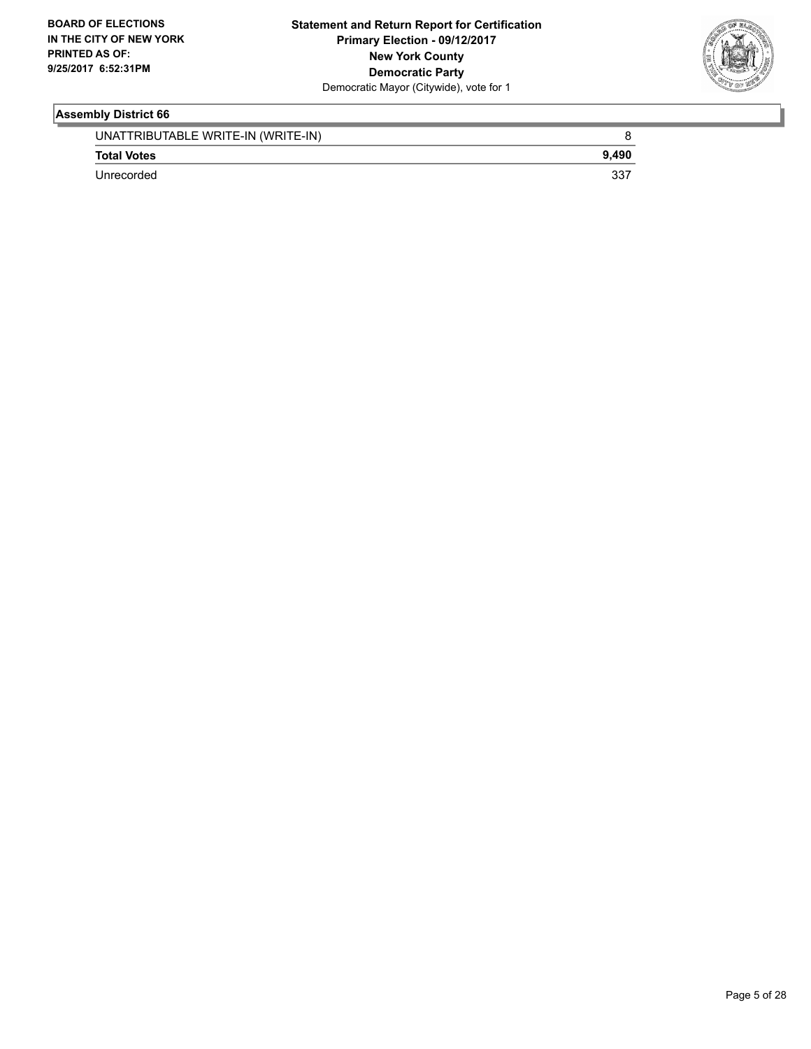**Assembly District 66**

| | |
|---|---|
| UNATTRIBUTABLE WRITE-IN (WRITE-IN) | 8 |
| **Total Votes** | **9,490** |
| Unrecorded | 337 |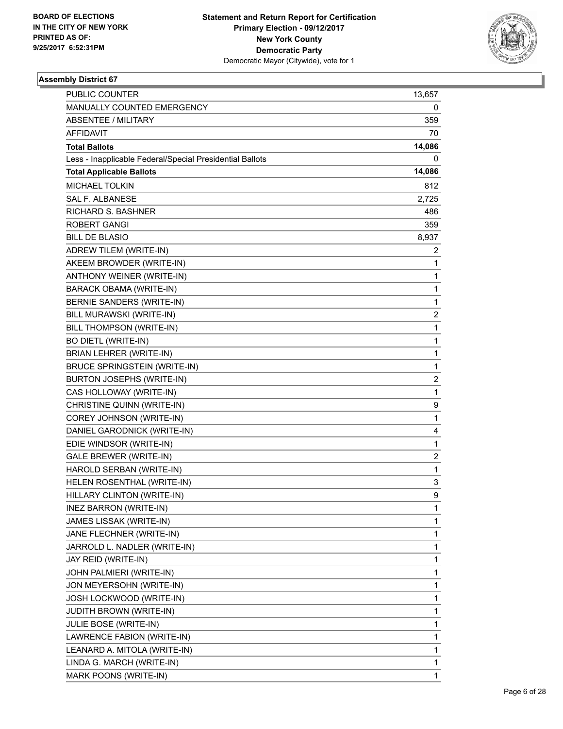**Statement and Return Report for Certification**
**Primary Election - 09/12/2017**
**New York County**
**Democratic Party**
Democratic Mayor (Citywide), vote for 1

BOARD OF ELECTIONS
IN THE CITY OF NEW YORK
PRINTED AS OF:
9/25/2017 6:52:31PM

**Assembly District 67**

| | |
|---|---|
| PUBLIC COUNTER | 13,657 |
| MANUALLY COUNTED EMERGENCY | 0 |
| ABSENTEE / MILITARY | 359 |
| AFFIDAVIT | 70 |
| **Total Ballots** | **14,086** |
| Less - Inapplicable Federal/Special Presidential Ballots | 0 |
| **Total Applicable Ballots** | **14,086** |
| MICHAEL TOLKIN | 812 |
| SAL F. ALBANESE | 2,725 |
| RICHARD S. BASHNER | 486 |
| ROBERT GANGI | 359 |
| BILL DE BLASIO | 8,937 |
| ADREW TILEM (WRITE-IN) | 2 |
| AKEEM BROWDER (WRITE-IN) | 1 |
| ANTHONY WEINER (WRITE-IN) | 1 |
| BARACK OBAMA (WRITE-IN) | 1 |
| BERNIE SANDERS (WRITE-IN) | 1 |
| BILL MURAWSKI (WRITE-IN) | 2 |
| BILL THOMPSON (WRITE-IN) | 1 |
| BO DIETL (WRITE-IN) | 1 |
| BRIAN LEHRER (WRITE-IN) | 1 |
| BRUCE SPRINGSTEIN (WRITE-IN) | 1 |
| BURTON JOSEPHS (WRITE-IN) | 2 |
| CAS HOLLOWAY (WRITE-IN) | 1 |
| CHRISTINE QUINN (WRITE-IN) | 9 |
| COREY JOHNSON (WRITE-IN) | 1 |
| DANIEL GARODNICK (WRITE-IN) | 4 |
| EDIE WINDSOR (WRITE-IN) | 1 |
| GALE BREWER (WRITE-IN) | 2 |
| HAROLD SERBAN (WRITE-IN) | 1 |
| HELEN ROSENTHAL (WRITE-IN) | 3 |
| HILLARY CLINTON (WRITE-IN) | 9 |
| INEZ BARRON (WRITE-IN) | 1 |
| JAMES LISSAK (WRITE-IN) | 1 |
| JANE FLECHNER (WRITE-IN) | 1 |
| JARROLD L. NADLER (WRITE-IN) | 1 |
| JAY REID (WRITE-IN) | 1 |
| JOHN PALMIERI (WRITE-IN) | 1 |
| JON MEYERSOHN (WRITE-IN) | 1 |
| JOSH LOCKWOOD (WRITE-IN) | 1 |
| JUDITH BROWN (WRITE-IN) | 1 |
| JULIE BOSE (WRITE-IN) | 1 |
| LAWRENCE FABION (WRITE-IN) | 1 |
| LEANARD A. MITOLA (WRITE-IN) | 1 |
| LINDA G. MARCH (WRITE-IN) | 1 |
| MARK POONS (WRITE-IN) | 1 |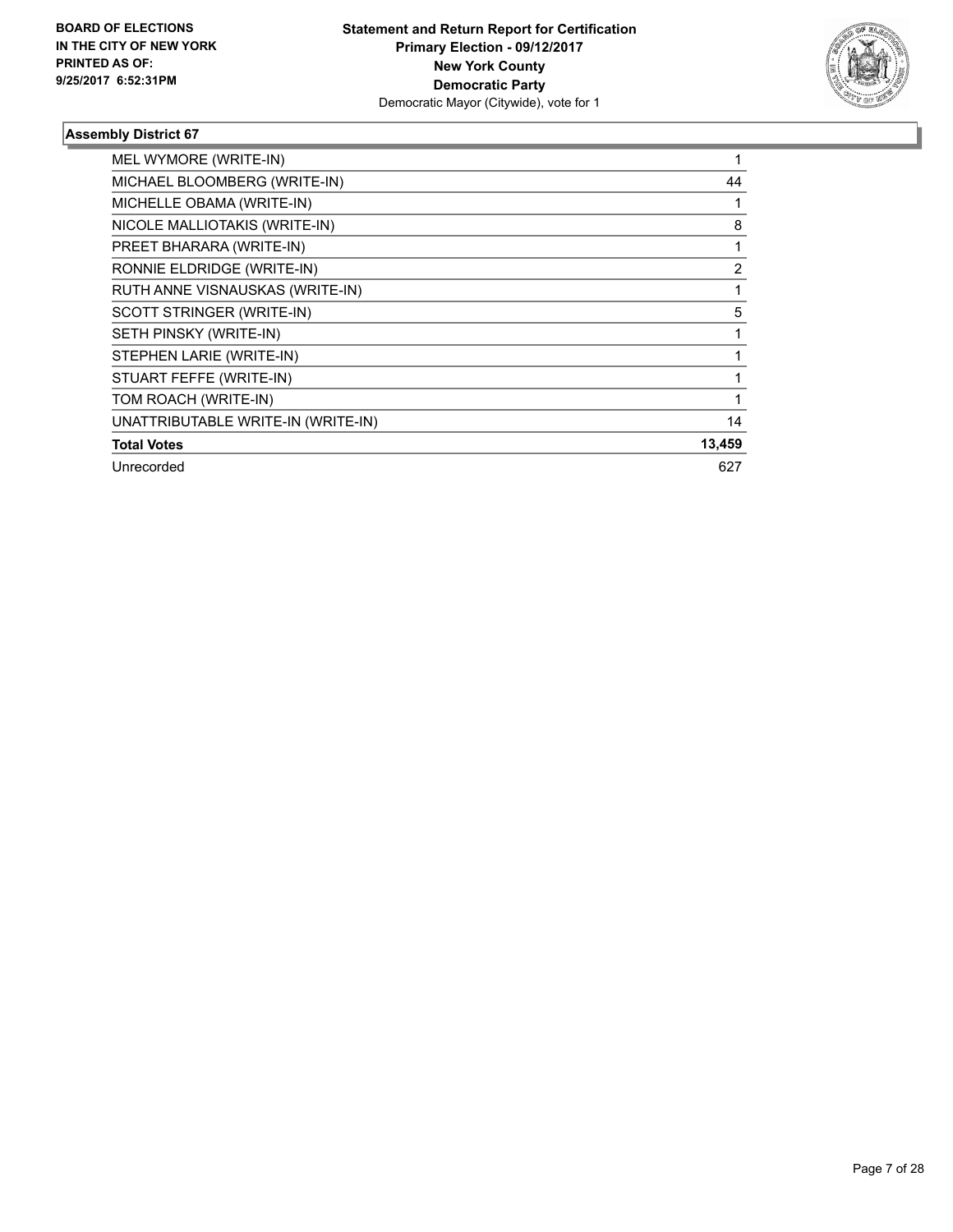**BOARD OF ELECTIONS IN THE CITY OF NEW YORK PRINTED AS OF: 9/25/2017 6:52:31PM**

**Statement and Return Report for Certification**
**Primary Election - 09/12/2017**
**New York County**
**Democratic Party**
Democratic Mayor (Citywide), vote for 1

### Assembly District 67

| | |
|---|---|
| MEL WYMORE (WRITE-IN) | 1 |
| MICHAEL BLOOMBERG (WRITE-IN) | 44 |
| MICHELLE OBAMA (WRITE-IN) | 1 |
| NICOLE MALLIOTAKIS (WRITE-IN) | 8 |
| PREET BHARARA (WRITE-IN) | 1 |
| RONNIE ELDRIDGE (WRITE-IN) | 2 |
| RUTH ANNE VISNAUSKAS (WRITE-IN) | 1 |
| SCOTT STRINGER (WRITE-IN) | 5 |
| SETH PINSKY (WRITE-IN) | 1 |
| STEPHEN LARIE (WRITE-IN) | 1 |
| STUART FEFFE (WRITE-IN) | 1 |
| TOM ROACH (WRITE-IN) | 1 |
| UNATTRIBUTABLE WRITE-IN (WRITE-IN) | 14 |
| **Total Votes** | **13,459** |
| Unrecorded | 627 |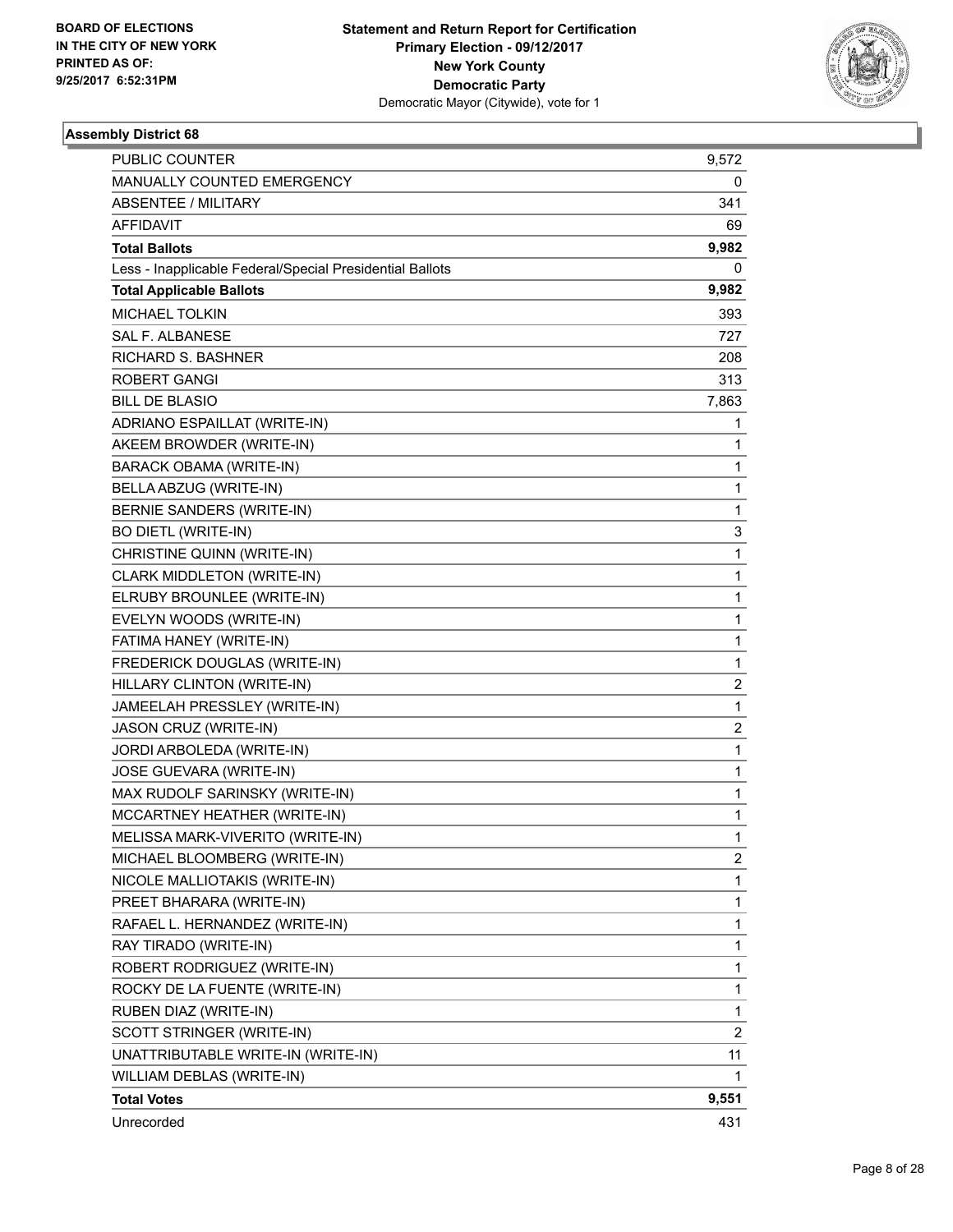BOARD OF ELECTIONS
IN THE CITY OF NEW YORK
PRINTED AS OF:
9/25/2017 6:52:31PM

**Statement and Return Report for Certification**
**Primary Election - 09/12/2017**
**New York County**
**Democratic Party**
Democratic Mayor (Citywide), vote for 1

## Assembly District 68

| | |
|---|---|
| PUBLIC COUNTER | 9,572 |
| MANUALLY COUNTED EMERGENCY | 0 |
| ABSENTEE / MILITARY | 341 |
| AFFIDAVIT | 69 |
| **Total Ballots** | **9,982** |
| Less - Inapplicable Federal/Special Presidential Ballots | 0 |
| **Total Applicable Ballots** | **9,982** |
| MICHAEL TOLKIN | 393 |
| SAL F. ALBANESE | 727 |
| RICHARD S. BASHNER | 208 |
| ROBERT GANGI | 313 |
| BILL DE BLASIO | 7,863 |
| ADRIANO ESPAILLAT (WRITE-IN) | 1 |
| AKEEM BROWDER (WRITE-IN) | 1 |
| BARACK OBAMA (WRITE-IN) | 1 |
| BELLA ABZUG (WRITE-IN) | 1 |
| BERNIE SANDERS (WRITE-IN) | 1 |
| BO DIETL (WRITE-IN) | 3 |
| CHRISTINE QUINN (WRITE-IN) | 1 |
| CLARK MIDDLETON (WRITE-IN) | 1 |
| ELRUBY BROUNLEE (WRITE-IN) | 1 |
| EVELYN WOODS (WRITE-IN) | 1 |
| FATIMA HANEY (WRITE-IN) | 1 |
| FREDERICK DOUGLAS (WRITE-IN) | 1 |
| HILLARY CLINTON (WRITE-IN) | 2 |
| JAMEELAH PRESSLEY (WRITE-IN) | 1 |
| JASON CRUZ (WRITE-IN) | 2 |
| JORDI ARBOLEDA (WRITE-IN) | 1 |
| JOSE GUEVARA (WRITE-IN) | 1 |
| MAX RUDOLF SARINSKY (WRITE-IN) | 1 |
| MCCARTNEY HEATHER (WRITE-IN) | 1 |
| MELISSA MARK-VIVERITO (WRITE-IN) | 1 |
| MICHAEL BLOOMBERG (WRITE-IN) | 2 |
| NICOLE MALLIOTAKIS (WRITE-IN) | 1 |
| PREET BHARARA (WRITE-IN) | 1 |
| RAFAEL L. HERNANDEZ (WRITE-IN) | 1 |
| RAY TIRADO (WRITE-IN) | 1 |
| ROBERT RODRIGUEZ (WRITE-IN) | 1 |
| ROCKY DE LA FUENTE (WRITE-IN) | 1 |
| RUBEN DIAZ (WRITE-IN) | 1 |
| SCOTT STRINGER (WRITE-IN) | 2 |
| UNATTRIBUTABLE WRITE-IN (WRITE-IN) | 11 |
| WILLIAM DEBLAS (WRITE-IN) | 1 |
| **Total Votes** | **9,551** |
| Unrecorded | 431 |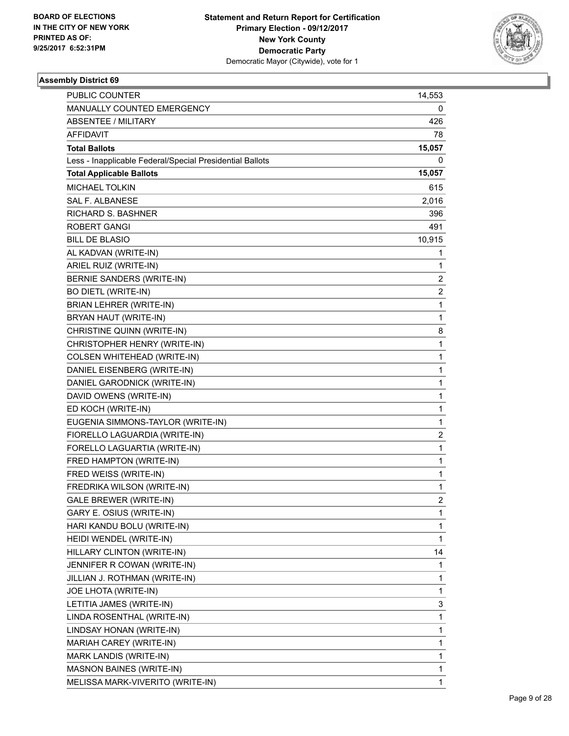**Statement and Return Report for Certification**
**Primary Election - 09/12/2017**
**New York County**
**Democratic Party**
Democratic Mayor (Citywide), vote for 1

BOARD OF ELECTIONS
IN THE CITY OF NEW YORK
PRINTED AS OF:
9/25/2017 6:52:31PM

### Assembly District 69

| | |
|---|---|
| PUBLIC COUNTER | 14,553 |
| MANUALLY COUNTED EMERGENCY | 0 |
| ABSENTEE / MILITARY | 426 |
| AFFIDAVIT | 78 |
| **Total Ballots** | **15,057** |
| Less - Inapplicable Federal/Special Presidential Ballots | 0 |
| **Total Applicable Ballots** | **15,057** |
| MICHAEL TOLKIN | 615 |
| SAL F. ALBANESE | 2,016 |
| RICHARD S. BASHNER | 396 |
| ROBERT GANGI | 491 |
| BILL DE BLASIO | 10,915 |
| AL KADVAN (WRITE-IN) | 1 |
| ARIEL RUIZ (WRITE-IN) | 1 |
| BERNIE SANDERS (WRITE-IN) | 2 |
| BO DIETL (WRITE-IN) | 2 |
| BRIAN LEHRER (WRITE-IN) | 1 |
| BRYAN HAUT (WRITE-IN) | 1 |
| CHRISTINE QUINN (WRITE-IN) | 8 |
| CHRISTOPHER HENRY (WRITE-IN) | 1 |
| COLSEN WHITEHEAD (WRITE-IN) | 1 |
| DANIEL EISENBERG (WRITE-IN) | 1 |
| DANIEL GARODNICK (WRITE-IN) | 1 |
| DAVID OWENS (WRITE-IN) | 1 |
| ED KOCH (WRITE-IN) | 1 |
| EUGENIA SIMMONS-TAYLOR (WRITE-IN) | 1 |
| FIORELLO LAGUARDIA (WRITE-IN) | 2 |
| FORELLO LAGUARTIA (WRITE-IN) | 1 |
| FRED HAMPTON (WRITE-IN) | 1 |
| FRED WEISS (WRITE-IN) | 1 |
| FREDRIKA WILSON (WRITE-IN) | 1 |
| GALE BREWER (WRITE-IN) | 2 |
| GARY E. OSIUS (WRITE-IN) | 1 |
| HARI KANDU BOLU (WRITE-IN) | 1 |
| HEIDI WENDEL (WRITE-IN) | 1 |
| HILLARY CLINTON (WRITE-IN) | 14 |
| JENNIFER R COWAN (WRITE-IN) | 1 |
| JILLIAN J. ROTHMAN (WRITE-IN) | 1 |
| JOE LHOTA (WRITE-IN) | 1 |
| LETITIA JAMES (WRITE-IN) | 3 |
| LINDA ROSENTHAL (WRITE-IN) | 1 |
| LINDSAY HONAN (WRITE-IN) | 1 |
| MARIAH CAREY (WRITE-IN) | 1 |
| MARK LANDIS (WRITE-IN) | 1 |
| MASNON BAINES (WRITE-IN) | 1 |
| MELISSA MARK-VIVERITO (WRITE-IN) | 1 |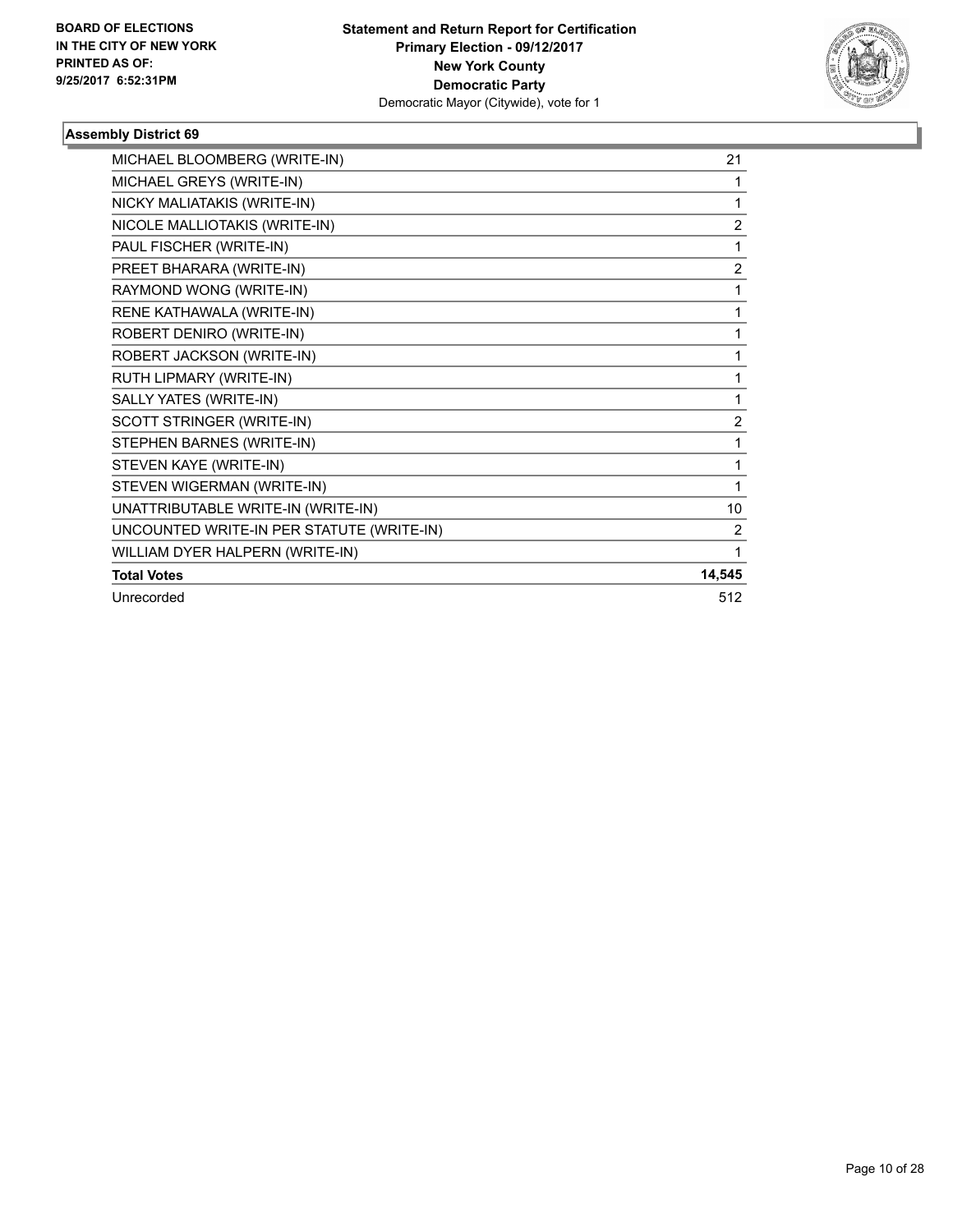**BOARD OF ELECTIONS IN THE CITY OF NEW YORK PRINTED AS OF: 9/25/2017 6:52:31PM**

**Statement and Return Report for Certification**
**Primary Election - 09/12/2017**
**New York County**
**Democratic Party**
Democratic Mayor (Citywide), vote for 1

### Assembly District 69

| | |
|---|---|
| MICHAEL BLOOMBERG (WRITE-IN) | 21 |
| MICHAEL GREYS (WRITE-IN) | 1 |
| NICKY MALIATAKIS (WRITE-IN) | 1 |
| NICOLE MALLIOTAKIS (WRITE-IN) | 2 |
| PAUL FISCHER (WRITE-IN) | 1 |
| PREET BHARARA (WRITE-IN) | 2 |
| RAYMOND WONG (WRITE-IN) | 1 |
| RENE KATHAWALA (WRITE-IN) | 1 |
| ROBERT DENIRO (WRITE-IN) | 1 |
| ROBERT JACKSON (WRITE-IN) | 1 |
| RUTH LIPMARY (WRITE-IN) | 1 |
| SALLY YATES (WRITE-IN) | 1 |
| SCOTT STRINGER (WRITE-IN) | 2 |
| STEPHEN BARNES (WRITE-IN) | 1 |
| STEVEN KAYE (WRITE-IN) | 1 |
| STEVEN WIGERMAN (WRITE-IN) | 1 |
| UNATTRIBUTABLE WRITE-IN (WRITE-IN) | 10 |
| UNCOUNTED WRITE-IN PER STATUTE (WRITE-IN) | 2 |
| WILLIAM DYER HALPERN (WRITE-IN) | 1 |
| **Total Votes** | **14,545** |
| Unrecorded | 512 |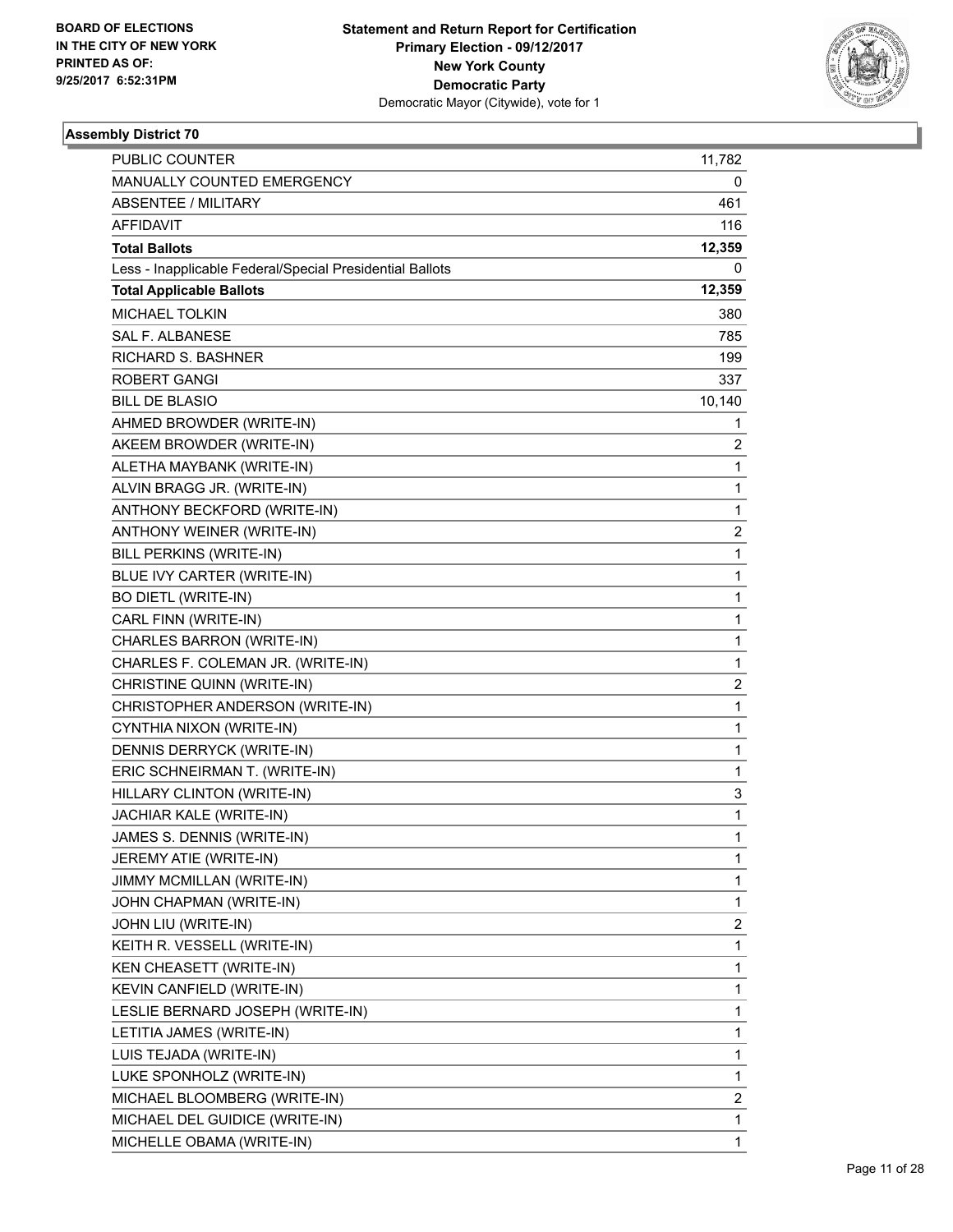**BOARD OF ELECTIONS IN THE CITY OF NEW YORK PRINTED AS OF: 9/25/2017 6:52:31PM**

**Statement and Return Report for Certification Primary Election - 09/12/2017 New York County Democratic Party**
Democratic Mayor (Citywide), vote for 1

## Assembly District 70

| | |
|---|---|
| PUBLIC COUNTER | 11,782 |
| MANUALLY COUNTED EMERGENCY | 0 |
| ABSENTEE / MILITARY | 461 |
| AFFIDAVIT | 116 |
| **Total Ballots** | **12,359** |
| Less - Inapplicable Federal/Special Presidential Ballots | 0 |
| **Total Applicable Ballots** | **12,359** |
| MICHAEL TOLKIN | 380 |
| SAL F. ALBANESE | 785 |
| RICHARD S. BASHNER | 199 |
| ROBERT GANGI | 337 |
| BILL DE BLASIO | 10,140 |
| AHMED BROWDER (WRITE-IN) | 1 |
| AKEEM BROWDER (WRITE-IN) | 2 |
| ALETHA MAYBANK (WRITE-IN) | 1 |
| ALVIN BRAGG JR. (WRITE-IN) | 1 |
| ANTHONY BECKFORD (WRITE-IN) | 1 |
| ANTHONY WEINER (WRITE-IN) | 2 |
| BILL PERKINS (WRITE-IN) | 1 |
| BLUE IVY CARTER (WRITE-IN) | 1 |
| BO DIETL (WRITE-IN) | 1 |
| CARL FINN (WRITE-IN) | 1 |
| CHARLES BARRON (WRITE-IN) | 1 |
| CHARLES F. COLEMAN JR. (WRITE-IN) | 1 |
| CHRISTINE QUINN (WRITE-IN) | 2 |
| CHRISTOPHER ANDERSON (WRITE-IN) | 1 |
| CYNTHIA NIXON (WRITE-IN) | 1 |
| DENNIS DERRYCK (WRITE-IN) | 1 |
| ERIC SCHNEIRMAN T. (WRITE-IN) | 1 |
| HILLARY CLINTON (WRITE-IN) | 3 |
| JACHIAR KALE (WRITE-IN) | 1 |
| JAMES S. DENNIS (WRITE-IN) | 1 |
| JEREMY ATIE (WRITE-IN) | 1 |
| JIMMY MCMILLAN (WRITE-IN) | 1 |
| JOHN CHAPMAN (WRITE-IN) | 1 |
| JOHN LIU (WRITE-IN) | 2 |
| KEITH R. VESSELL (WRITE-IN) | 1 |
| KEN CHEASETT (WRITE-IN) | 1 |
| KEVIN CANFIELD (WRITE-IN) | 1 |
| LESLIE BERNARD JOSEPH (WRITE-IN) | 1 |
| LETITIA JAMES (WRITE-IN) | 1 |
| LUIS TEJADA (WRITE-IN) | 1 |
| LUKE SPONHOLZ (WRITE-IN) | 1 |
| MICHAEL BLOOMBERG (WRITE-IN) | 2 |
| MICHAEL DEL GUIDICE (WRITE-IN) | 1 |
| MICHELLE OBAMA (WRITE-IN) | 1 |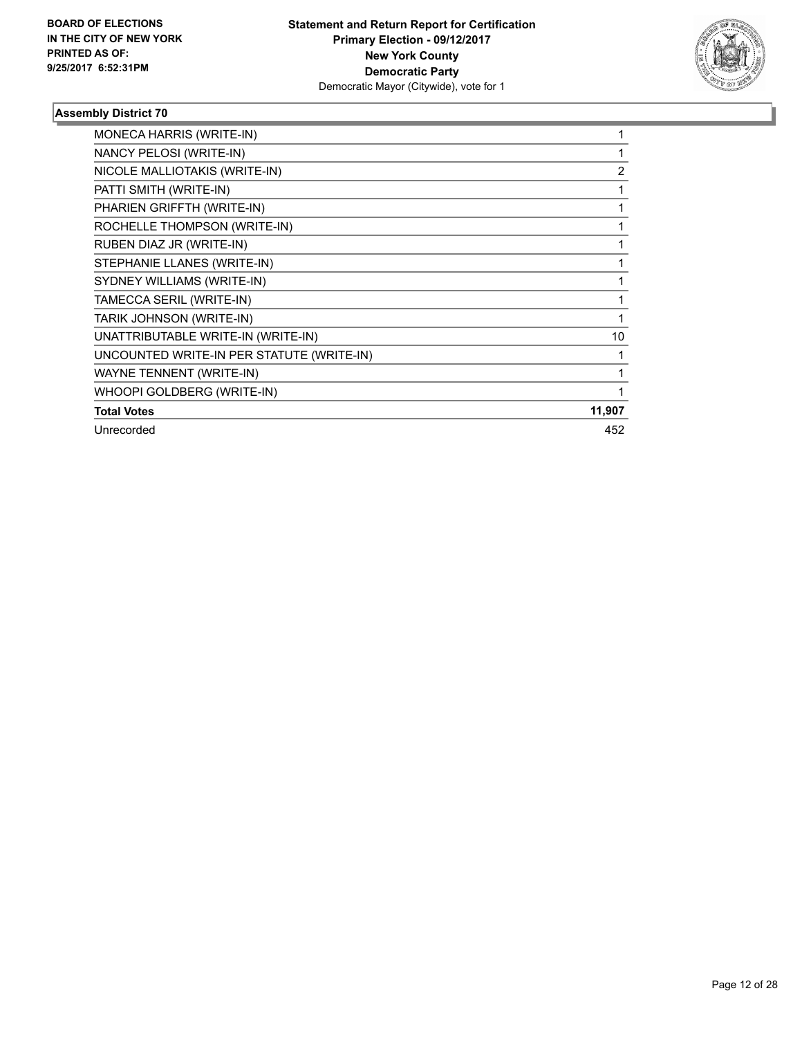**BOARD OF ELECTIONS IN THE CITY OF NEW YORK PRINTED AS OF: 9/25/2017 6:52:31PM**

**Statement and Return Report for Certification Primary Election - 09/12/2017 New York County Democratic Party**
Democratic Mayor (Citywide), vote for 1

### Assembly District 70

| | |
|---|---|
| MONECA HARRIS (WRITE-IN) | 1 |
| NANCY PELOSI (WRITE-IN) | 1 |
| NICOLE MALLIOTAKIS (WRITE-IN) | 2 |
| PATTI SMITH (WRITE-IN) | 1 |
| PHARIEN GRIFFTH (WRITE-IN) | 1 |
| ROCHELLE THOMPSON (WRITE-IN) | 1 |
| RUBEN DIAZ JR (WRITE-IN) | 1 |
| STEPHANIE LLANES (WRITE-IN) | 1 |
| SYDNEY WILLIAMS (WRITE-IN) | 1 |
| TAMECCA SERIL (WRITE-IN) | 1 |
| TARIK JOHNSON (WRITE-IN) | 1 |
| UNATTRIBUTABLE WRITE-IN (WRITE-IN) | 10 |
| UNCOUNTED WRITE-IN PER STATUTE (WRITE-IN) | 1 |
| WAYNE TENNENT (WRITE-IN) | 1 |
| WHOOPI GOLDBERG (WRITE-IN) | 1 |
| **Total Votes** | **11,907** |
| Unrecorded | 452 |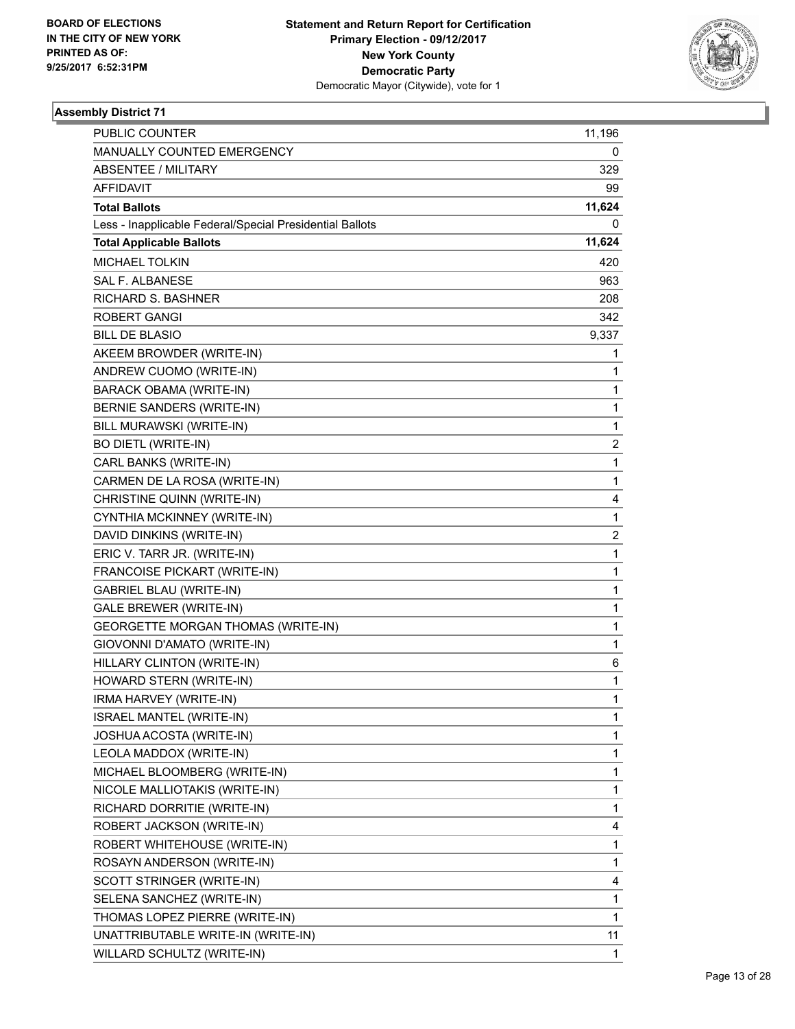**BOARD OF ELECTIONS IN THE CITY OF NEW YORK PRINTED AS OF: 9/25/2017 6:52:31PM**

**Statement and Return Report for Certification**
**Primary Election - 09/12/2017**
**New York County**
**Democratic Party**
Democratic Mayor (Citywide), vote for 1

**Assembly District 71**

| | |
|---|---|
| PUBLIC COUNTER | 11,196 |
| MANUALLY COUNTED EMERGENCY | 0 |
| ABSENTEE / MILITARY | 329 |
| AFFIDAVIT | 99 |
| **Total Ballots** | **11,624** |
| Less - Inapplicable Federal/Special Presidential Ballots | 0 |
| **Total Applicable Ballots** | **11,624** |
| MICHAEL TOLKIN | 420 |
| SAL F. ALBANESE | 963 |
| RICHARD S. BASHNER | 208 |
| ROBERT GANGI | 342 |
| BILL DE BLASIO | 9,337 |
| AKEEM BROWDER (WRITE-IN) | 1 |
| ANDREW CUOMO (WRITE-IN) | 1 |
| BARACK OBAMA (WRITE-IN) | 1 |
| BERNIE SANDERS (WRITE-IN) | 1 |
| BILL MURAWSKI (WRITE-IN) | 1 |
| BO DIETL (WRITE-IN) | 2 |
| CARL BANKS (WRITE-IN) | 1 |
| CARMEN DE LA ROSA (WRITE-IN) | 1 |
| CHRISTINE QUINN (WRITE-IN) | 4 |
| CYNTHIA MCKINNEY (WRITE-IN) | 1 |
| DAVID DINKINS (WRITE-IN) | 2 |
| ERIC V. TARR JR. (WRITE-IN) | 1 |
| FRANCOISE PICKART (WRITE-IN) | 1 |
| GABRIEL BLAU (WRITE-IN) | 1 |
| GALE BREWER (WRITE-IN) | 1 |
| GEORGETTE MORGAN THOMAS (WRITE-IN) | 1 |
| GIOVONNI D'AMATO (WRITE-IN) | 1 |
| HILLARY CLINTON (WRITE-IN) | 6 |
| HOWARD STERN (WRITE-IN) | 1 |
| IRMA HARVEY (WRITE-IN) | 1 |
| ISRAEL MANTEL (WRITE-IN) | 1 |
| JOSHUA ACOSTA (WRITE-IN) | 1 |
| LEOLA MADDOX (WRITE-IN) | 1 |
| MICHAEL BLOOMBERG (WRITE-IN) | 1 |
| NICOLE MALLIOTAKIS (WRITE-IN) | 1 |
| RICHARD DORRITIE (WRITE-IN) | 1 |
| ROBERT JACKSON (WRITE-IN) | 4 |
| ROBERT WHITEHOUSE (WRITE-IN) | 1 |
| ROSAYN ANDERSON (WRITE-IN) | 1 |
| SCOTT STRINGER (WRITE-IN) | 4 |
| SELENA SANCHEZ (WRITE-IN) | 1 |
| THOMAS LOPEZ PIERRE (WRITE-IN) | 1 |
| UNATTRIBUTABLE WRITE-IN (WRITE-IN) | 11 |
| WILLARD SCHULTZ (WRITE-IN) | 1 |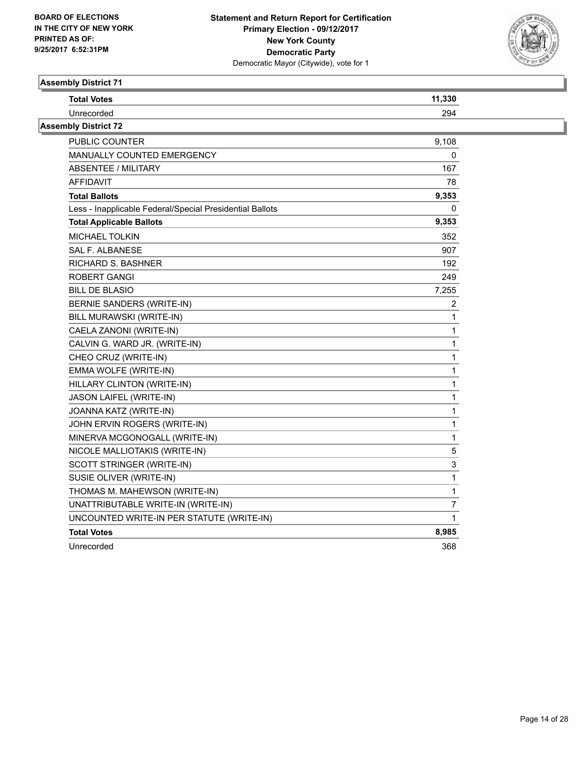**BOARD OF ELECTIONS IN THE CITY OF NEW YORK PRINTED AS OF: 9/25/2017 6:52:31PM**

**Statement and Return Report for Certification Primary Election - 09/12/2017 New York County Democratic Party**
Democratic Mayor (Citywide), vote for 1

### Assembly District 71

| | |
|---|---|
| **Total Votes** | **11,330** |
| Unrecorded | 294 |

### Assembly District 72

| | |
|---|---|
| PUBLIC COUNTER | 9,108 |
| MANUALLY COUNTED EMERGENCY | 0 |
| ABSENTEE / MILITARY | 167 |
| AFFIDAVIT | 78 |
| **Total Ballots** | **9,353** |
| Less - Inapplicable Federal/Special Presidential Ballots | 0 |
| **Total Applicable Ballots** | **9,353** |
| MICHAEL TOLKIN | 352 |
| SAL F. ALBANESE | 907 |
| RICHARD S. BASHNER | 192 |
| ROBERT GANGI | 249 |
| BILL DE BLASIO | 7,255 |
| BERNIE SANDERS (WRITE-IN) | 2 |
| BILL MURAWSKI (WRITE-IN) | 1 |
| CAELA ZANONI (WRITE-IN) | 1 |
| CALVIN G. WARD JR. (WRITE-IN) | 1 |
| CHEO CRUZ (WRITE-IN) | 1 |
| EMMA WOLFE (WRITE-IN) | 1 |
| HILLARY CLINTON (WRITE-IN) | 1 |
| JASON LAIFEL (WRITE-IN) | 1 |
| JOANNA KATZ (WRITE-IN) | 1 |
| JOHN ERVIN ROGERS (WRITE-IN) | 1 |
| MINERVA MCGONOGALL (WRITE-IN) | 1 |
| NICOLE MALLIOTAKIS (WRITE-IN) | 5 |
| SCOTT STRINGER (WRITE-IN) | 3 |
| SUSIE OLIVER (WRITE-IN) | 1 |
| THOMAS M. MAHEWSON (WRITE-IN) | 1 |
| UNATTRIBUTABLE WRITE-IN (WRITE-IN) | 7 |
| UNCOUNTED WRITE-IN PER STATUTE (WRITE-IN) | 1 |
| **Total Votes** | **8,985** |
| Unrecorded | 368 |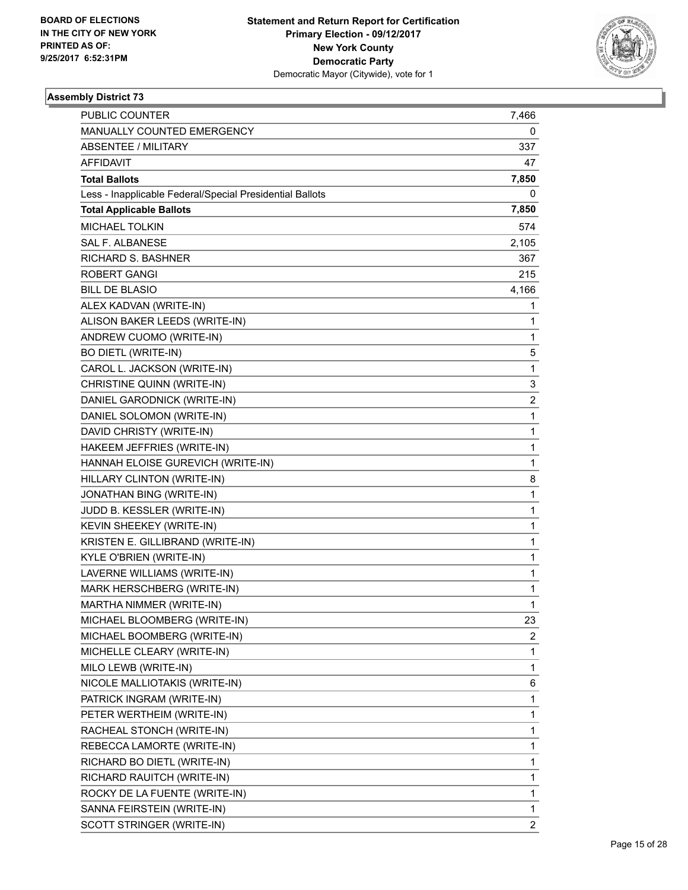**Statement and Return Report for Certification**
**Primary Election - 09/12/2017**
**New York County**
**Democratic Party**
Democratic Mayor (Citywide), vote for 1

BOARD OF ELECTIONS
IN THE CITY OF NEW YORK
PRINTED AS OF:
9/25/2017 6:52:31PM

### Assembly District 73

| | |
|---|---|
| PUBLIC COUNTER | 7,466 |
| MANUALLY COUNTED EMERGENCY | 0 |
| ABSENTEE / MILITARY | 337 |
| AFFIDAVIT | 47 |
| **Total Ballots** | **7,850** |
| Less - Inapplicable Federal/Special Presidential Ballots | 0 |
| **Total Applicable Ballots** | **7,850** |
| MICHAEL TOLKIN | 574 |
| SAL F. ALBANESE | 2,105 |
| RICHARD S. BASHNER | 367 |
| ROBERT GANGI | 215 |
| BILL DE BLASIO | 4,166 |
| ALEX KADVAN (WRITE-IN) | 1 |
| ALISON BAKER LEEDS (WRITE-IN) | 1 |
| ANDREW CUOMO (WRITE-IN) | 1 |
| BO DIETL (WRITE-IN) | 5 |
| CAROL L. JACKSON (WRITE-IN) | 1 |
| CHRISTINE QUINN (WRITE-IN) | 3 |
| DANIEL GARODNICK (WRITE-IN) | 2 |
| DANIEL SOLOMON (WRITE-IN) | 1 |
| DAVID CHRISTY (WRITE-IN) | 1 |
| HAKEEM JEFFRIES (WRITE-IN) | 1 |
| HANNAH ELOISE GUREVICH (WRITE-IN) | 1 |
| HILLARY CLINTON (WRITE-IN) | 8 |
| JONATHAN BING (WRITE-IN) | 1 |
| JUDD B. KESSLER (WRITE-IN) | 1 |
| KEVIN SHEEKEY (WRITE-IN) | 1 |
| KRISTEN E. GILLIBRAND (WRITE-IN) | 1 |
| KYLE O'BRIEN (WRITE-IN) | 1 |
| LAVERNE WILLIAMS (WRITE-IN) | 1 |
| MARK HERSCHBERG (WRITE-IN) | 1 |
| MARTHA NIMMER (WRITE-IN) | 1 |
| MICHAEL BLOOMBERG (WRITE-IN) | 23 |
| MICHAEL BOOMBERG (WRITE-IN) | 2 |
| MICHELLE CLEARY (WRITE-IN) | 1 |
| MILO LEWB (WRITE-IN) | 1 |
| NICOLE MALLIOTAKIS (WRITE-IN) | 6 |
| PATRICK INGRAM (WRITE-IN) | 1 |
| PETER WERTHEIM (WRITE-IN) | 1 |
| RACHEAL STONCH (WRITE-IN) | 1 |
| REBECCA LAMORTE (WRITE-IN) | 1 |
| RICHARD BO DIETL (WRITE-IN) | 1 |
| RICHARD RAUITCH (WRITE-IN) | 1 |
| ROCKY DE LA FUENTE (WRITE-IN) | 1 |
| SANNA FEIRSTEIN (WRITE-IN) | 1 |
| SCOTT STRINGER (WRITE-IN) | 2 |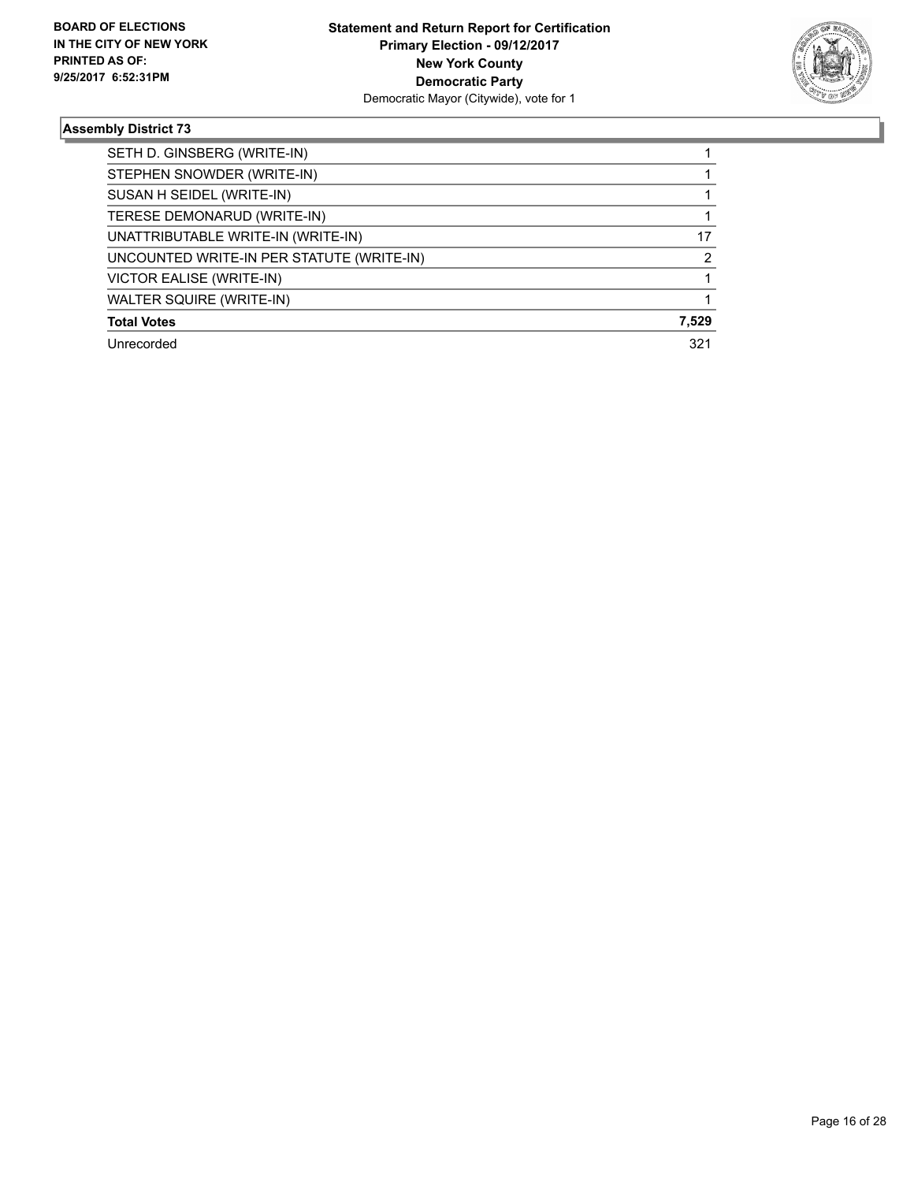BOARD OF ELECTIONS
IN THE CITY OF NEW YORK
PRINTED AS OF:
9/25/2017 6:52:31PM

**Statement and Return Report for Certification**
**Primary Election - 09/12/2017**
**New York County**
**Democratic Party**
Democratic Mayor (Citywide), vote for 1

### Assembly District 73

| | |
|---|---|
| SETH D. GINSBERG (WRITE-IN) | 1 |
| STEPHEN SNOWDER (WRITE-IN) | 1 |
| SUSAN H SEIDEL (WRITE-IN) | 1 |
| TERESE DEMONARUD (WRITE-IN) | 1 |
| UNATTRIBUTABLE WRITE-IN (WRITE-IN) | 17 |
| UNCOUNTED WRITE-IN PER STATUTE (WRITE-IN) | 2 |
| VICTOR EALISE (WRITE-IN) | 1 |
| WALTER SQUIRE (WRITE-IN) | 1 |
| **Total Votes** | **7,529** |
| Unrecorded | 321 |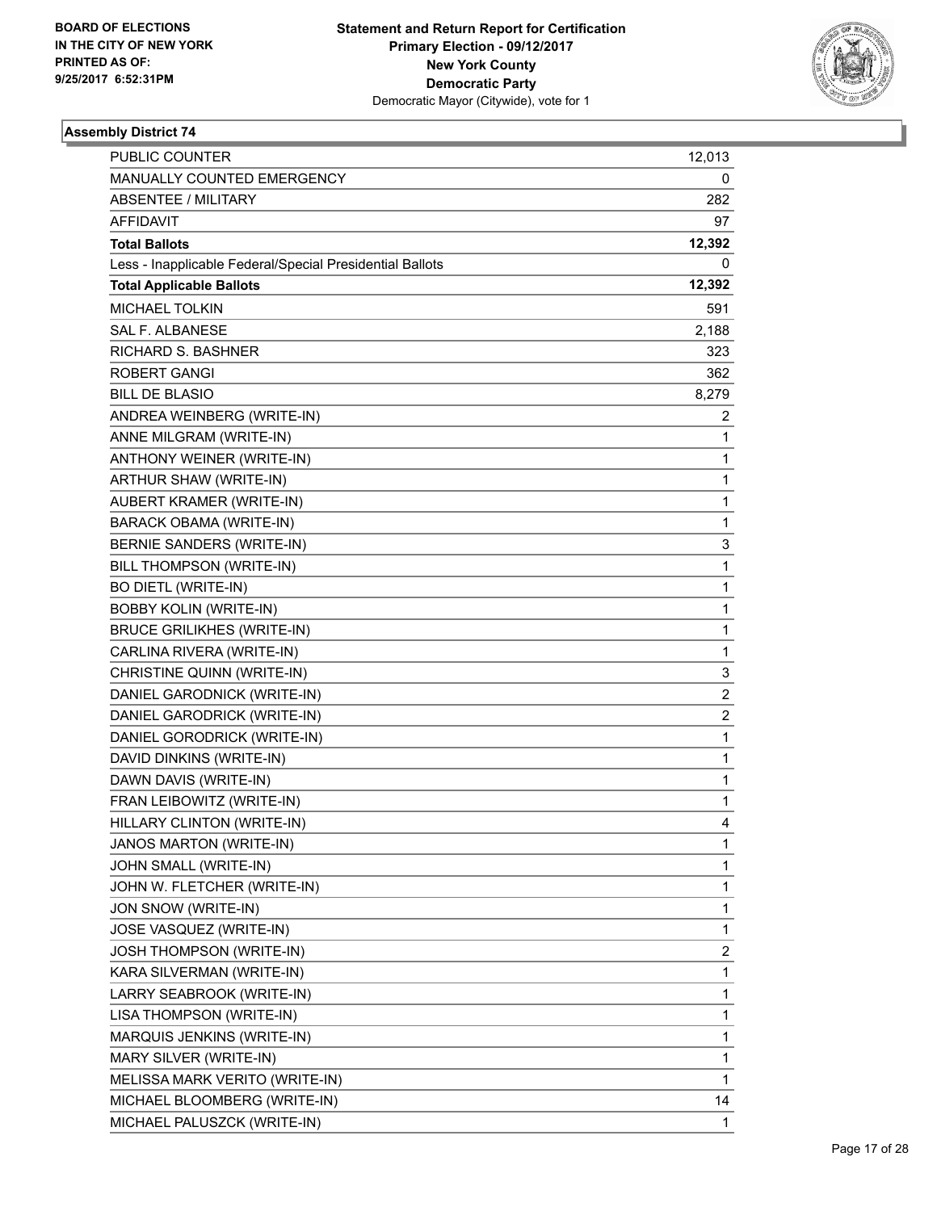BOARD OF ELECTIONS
IN THE CITY OF NEW YORK
PRINTED AS OF:
9/25/2017 6:52:31PM

**Statement and Return Report for Certification**
**Primary Election - 09/12/2017**
**New York County**
**Democratic Party**
Democratic Mayor (Citywide), vote for 1

### Assembly District 74

| | |
|---|---|
| PUBLIC COUNTER | 12,013 |
| MANUALLY COUNTED EMERGENCY | 0 |
| ABSENTEE / MILITARY | 282 |
| AFFIDAVIT | 97 |
| **Total Ballots** | **12,392** |
| Less - Inapplicable Federal/Special Presidential Ballots | 0 |
| **Total Applicable Ballots** | **12,392** |
| MICHAEL TOLKIN | 591 |
| SAL F. ALBANESE | 2,188 |
| RICHARD S. BASHNER | 323 |
| ROBERT GANGI | 362 |
| BILL DE BLASIO | 8,279 |
| ANDREA WEINBERG (WRITE-IN) | 2 |
| ANNE MILGRAM (WRITE-IN) | 1 |
| ANTHONY WEINER (WRITE-IN) | 1 |
| ARTHUR SHAW (WRITE-IN) | 1 |
| AUBERT KRAMER (WRITE-IN) | 1 |
| BARACK OBAMA (WRITE-IN) | 1 |
| BERNIE SANDERS (WRITE-IN) | 3 |
| BILL THOMPSON (WRITE-IN) | 1 |
| BO DIETL (WRITE-IN) | 1 |
| BOBBY KOLIN (WRITE-IN) | 1 |
| BRUCE GRILIKHES (WRITE-IN) | 1 |
| CARLINA RIVERA (WRITE-IN) | 1 |
| CHRISTINE QUINN (WRITE-IN) | 3 |
| DANIEL GARODNICK (WRITE-IN) | 2 |
| DANIEL GARODRICK (WRITE-IN) | 2 |
| DANIEL GORODRICK (WRITE-IN) | 1 |
| DAVID DINKINS (WRITE-IN) | 1 |
| DAWN DAVIS (WRITE-IN) | 1 |
| FRAN LEIBOWITZ (WRITE-IN) | 1 |
| HILLARY CLINTON (WRITE-IN) | 4 |
| JANOS MARTON (WRITE-IN) | 1 |
| JOHN SMALL (WRITE-IN) | 1 |
| JOHN W. FLETCHER (WRITE-IN) | 1 |
| JON SNOW (WRITE-IN) | 1 |
| JOSE VASQUEZ (WRITE-IN) | 1 |
| JOSH THOMPSON (WRITE-IN) | 2 |
| KARA SILVERMAN (WRITE-IN) | 1 |
| LARRY SEABROOK (WRITE-IN) | 1 |
| LISA THOMPSON (WRITE-IN) | 1 |
| MARQUIS JENKINS (WRITE-IN) | 1 |
| MARY SILVER (WRITE-IN) | 1 |
| MELISSA MARK VERITO (WRITE-IN) | 1 |
| MICHAEL BLOOMBERG (WRITE-IN) | 14 |
| MICHAEL PALUSZCK (WRITE-IN) | 1 |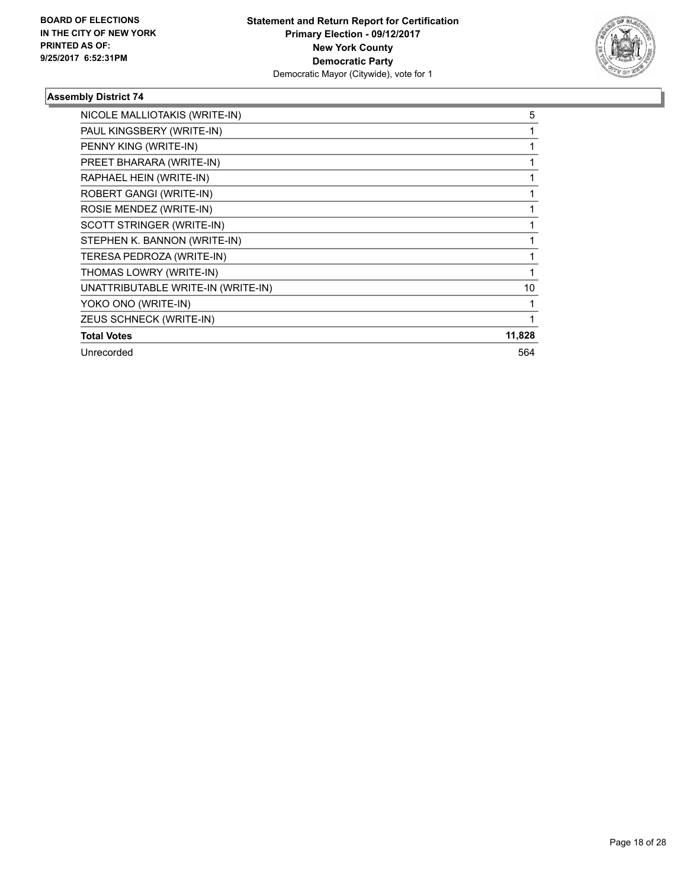**Assembly District 74**

| | |
|---|---|
| NICOLE MALLIOTAKIS (WRITE-IN) | 5 |
| PAUL KINGSBERY (WRITE-IN) | 1 |
| PENNY KING (WRITE-IN) | 1 |
| PREET BHARARA (WRITE-IN) | 1 |
| RAPHAEL HEIN (WRITE-IN) | 1 |
| ROBERT GANGI (WRITE-IN) | 1 |
| ROSIE MENDEZ (WRITE-IN) | 1 |
| SCOTT STRINGER (WRITE-IN) | 1 |
| STEPHEN K. BANNON (WRITE-IN) | 1 |
| TERESA PEDROZA (WRITE-IN) | 1 |
| THOMAS LOWRY (WRITE-IN) | 1 |
| UNATTRIBUTABLE WRITE-IN (WRITE-IN) | 10 |
| YOKO ONO (WRITE-IN) | 1 |
| ZEUS SCHNECK (WRITE-IN) | 1 |
| **Total Votes** | **11,828** |
| Unrecorded | 564 |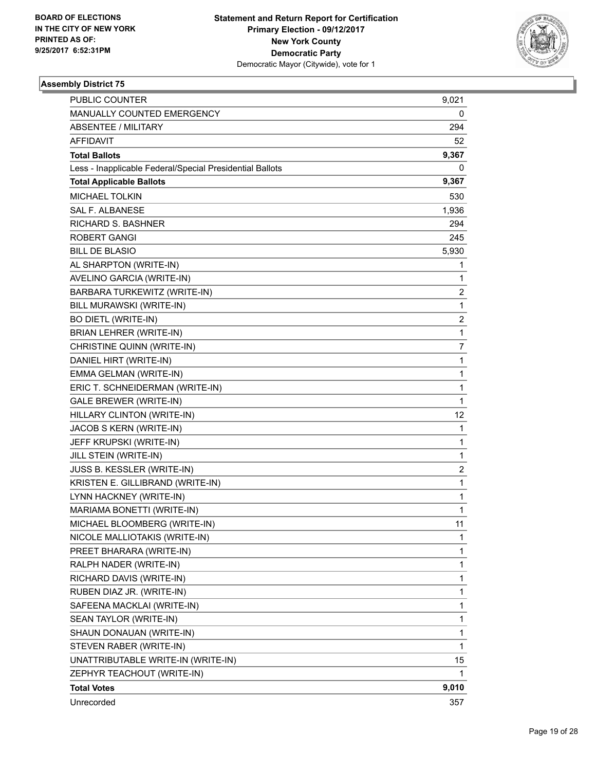BOARD OF ELECTIONS
IN THE CITY OF NEW YORK
PRINTED AS OF:
9/25/2017 6:52:31PM

**Statement and Return Report for Certification**
**Primary Election - 09/12/2017**
**New York County**
**Democratic Party**
Democratic Mayor (Citywide), vote for 1

### Assembly District 75

| | |
|---|---|
| PUBLIC COUNTER | 9,021 |
| MANUALLY COUNTED EMERGENCY | 0 |
| ABSENTEE / MILITARY | 294 |
| AFFIDAVIT | 52 |
| **Total Ballots** | **9,367** |
| Less - Inapplicable Federal/Special Presidential Ballots | 0 |
| **Total Applicable Ballots** | **9,367** |
| MICHAEL TOLKIN | 530 |
| SAL F. ALBANESE | 1,936 |
| RICHARD S. BASHNER | 294 |
| ROBERT GANGI | 245 |
| BILL DE BLASIO | 5,930 |
| AL SHARPTON (WRITE-IN) | 1 |
| AVELINO GARCIA (WRITE-IN) | 1 |
| BARBARA TURKEWITZ (WRITE-IN) | 2 |
| BILL MURAWSKI (WRITE-IN) | 1 |
| BO DIETL (WRITE-IN) | 2 |
| BRIAN LEHRER (WRITE-IN) | 1 |
| CHRISTINE QUINN (WRITE-IN) | 7 |
| DANIEL HIRT (WRITE-IN) | 1 |
| EMMA GELMAN (WRITE-IN) | 1 |
| ERIC T. SCHNEIDERMAN (WRITE-IN) | 1 |
| GALE BREWER (WRITE-IN) | 1 |
| HILLARY CLINTON (WRITE-IN) | 12 |
| JACOB S KERN (WRITE-IN) | 1 |
| JEFF KRUPSKI (WRITE-IN) | 1 |
| JILL STEIN (WRITE-IN) | 1 |
| JUSS B. KESSLER (WRITE-IN) | 2 |
| KRISTEN E. GILLIBRAND (WRITE-IN) | 1 |
| LYNN HACKNEY (WRITE-IN) | 1 |
| MARIAMA BONETTI (WRITE-IN) | 1 |
| MICHAEL BLOOMBERG (WRITE-IN) | 11 |
| NICOLE MALLIOTAKIS (WRITE-IN) | 1 |
| PREET BHARARA (WRITE-IN) | 1 |
| RALPH NADER (WRITE-IN) | 1 |
| RICHARD DAVIS (WRITE-IN) | 1 |
| RUBEN DIAZ JR. (WRITE-IN) | 1 |
| SAFEENA MACKLAI (WRITE-IN) | 1 |
| SEAN TAYLOR (WRITE-IN) | 1 |
| SHAUN DONAUAN (WRITE-IN) | 1 |
| STEVEN RABER (WRITE-IN) | 1 |
| UNATTRIBUTABLE WRITE-IN (WRITE-IN) | 15 |
| ZEPHYR TEACHOUT (WRITE-IN) | 1 |
| **Total Votes** | **9,010** |
| Unrecorded | 357 |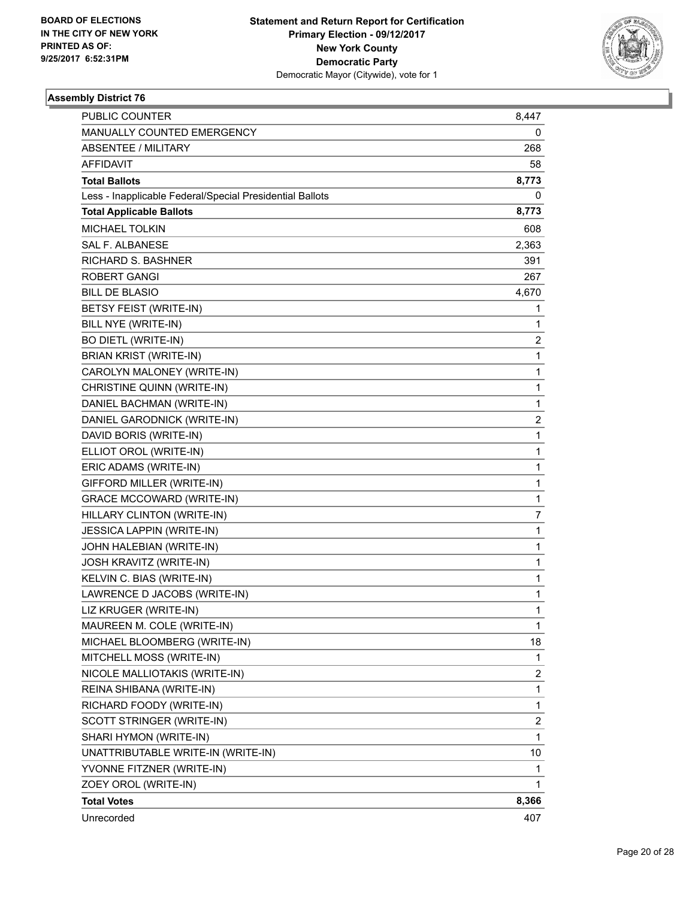BOARD OF ELECTIONS
IN THE CITY OF NEW YORK
PRINTED AS OF:
9/25/2017 6:52:31PM

**Statement and Return Report for Certification**
**Primary Election - 09/12/2017**
**New York County**
**Democratic Party**
Democratic Mayor (Citywide), vote for 1

### Assembly District 76

| | |
|---|---|
| PUBLIC COUNTER | 8,447 |
| MANUALLY COUNTED EMERGENCY | 0 |
| ABSENTEE / MILITARY | 268 |
| AFFIDAVIT | 58 |
| **Total Ballots** | **8,773** |
| Less - Inapplicable Federal/Special Presidential Ballots | 0 |
| **Total Applicable Ballots** | **8,773** |
| MICHAEL TOLKIN | 608 |
| SAL F. ALBANESE | 2,363 |
| RICHARD S. BASHNER | 391 |
| ROBERT GANGI | 267 |
| BILL DE BLASIO | 4,670 |
| BETSY FEIST (WRITE-IN) | 1 |
| BILL NYE (WRITE-IN) | 1 |
| BO DIETL (WRITE-IN) | 2 |
| BRIAN KRIST (WRITE-IN) | 1 |
| CAROLYN MALONEY (WRITE-IN) | 1 |
| CHRISTINE QUINN (WRITE-IN) | 1 |
| DANIEL BACHMAN (WRITE-IN) | 1 |
| DANIEL GARODNICK (WRITE-IN) | 2 |
| DAVID BORIS (WRITE-IN) | 1 |
| ELLIOT OROL (WRITE-IN) | 1 |
| ERIC ADAMS (WRITE-IN) | 1 |
| GIFFORD MILLER (WRITE-IN) | 1 |
| GRACE MCCOWARD (WRITE-IN) | 1 |
| HILLARY CLINTON (WRITE-IN) | 7 |
| JESSICA LAPPIN (WRITE-IN) | 1 |
| JOHN HALEBIAN (WRITE-IN) | 1 |
| JOSH KRAVITZ (WRITE-IN) | 1 |
| KELVIN C. BIAS (WRITE-IN) | 1 |
| LAWRENCE D JACOBS (WRITE-IN) | 1 |
| LIZ KRUGER (WRITE-IN) | 1 |
| MAUREEN M. COLE (WRITE-IN) | 1 |
| MICHAEL BLOOMBERG (WRITE-IN) | 18 |
| MITCHELL MOSS (WRITE-IN) | 1 |
| NICOLE MALLIOTAKIS (WRITE-IN) | 2 |
| REINA SHIBANA (WRITE-IN) | 1 |
| RICHARD FOODY (WRITE-IN) | 1 |
| SCOTT STRINGER (WRITE-IN) | 2 |
| SHARI HYMON (WRITE-IN) | 1 |
| UNATTRIBUTABLE WRITE-IN (WRITE-IN) | 10 |
| YVONNE FITZNER (WRITE-IN) | 1 |
| ZOEY OROL (WRITE-IN) | 1 |
| **Total Votes** | **8,366** |
| Unrecorded | 407 |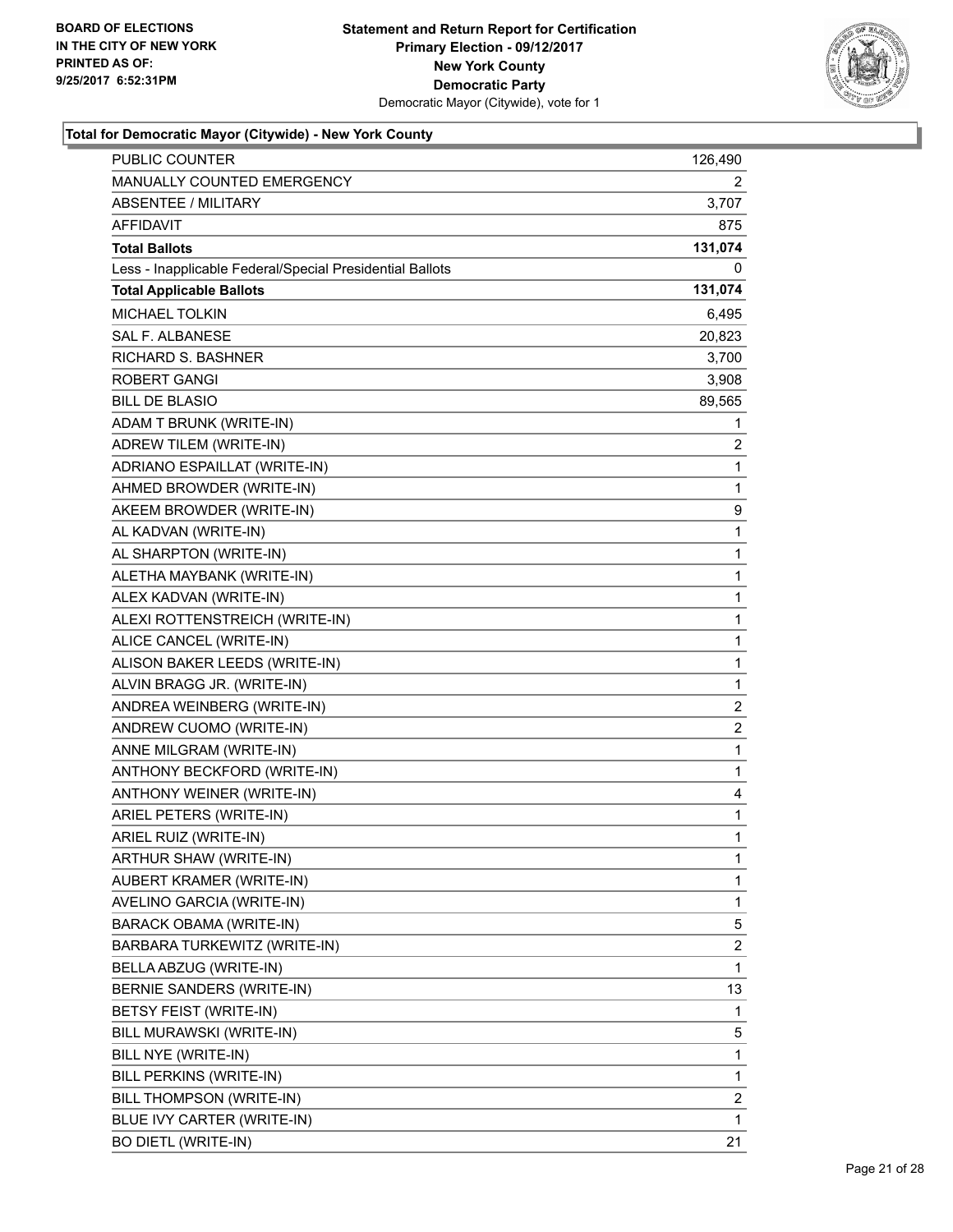**Total for Democratic Mayor (Citywide) - New York County**

| | |
|---|---|
| PUBLIC COUNTER | 126,490 |
| MANUALLY COUNTED EMERGENCY | 2 |
| ABSENTEE / MILITARY | 3,707 |
| AFFIDAVIT | 875 |
| **Total Ballots** | **131,074** |
| Less - Inapplicable Federal/Special Presidential Ballots | 0 |
| **Total Applicable Ballots** | **131,074** |
| MICHAEL TOLKIN | 6,495 |
| SAL F. ALBANESE | 20,823 |
| RICHARD S. BASHNER | 3,700 |
| ROBERT GANGI | 3,908 |
| BILL DE BLASIO | 89,565 |
| ADAM T BRUNK (WRITE-IN) | 1 |
| ADREW TILEM (WRITE-IN) | 2 |
| ADRIANO ESPAILLAT (WRITE-IN) | 1 |
| AHMED BROWDER (WRITE-IN) | 1 |
| AKEEM BROWDER (WRITE-IN) | 9 |
| AL KADVAN (WRITE-IN) | 1 |
| AL SHARPTON (WRITE-IN) | 1 |
| ALETHA MAYBANK (WRITE-IN) | 1 |
| ALEX KADVAN (WRITE-IN) | 1 |
| ALEXI ROTTENSTREICH (WRITE-IN) | 1 |
| ALICE CANCEL (WRITE-IN) | 1 |
| ALISON BAKER LEEDS (WRITE-IN) | 1 |
| ALVIN BRAGG JR. (WRITE-IN) | 1 |
| ANDREA WEINBERG (WRITE-IN) | 2 |
| ANDREW CUOMO (WRITE-IN) | 2 |
| ANNE MILGRAM (WRITE-IN) | 1 |
| ANTHONY BECKFORD (WRITE-IN) | 1 |
| ANTHONY WEINER (WRITE-IN) | 4 |
| ARIEL PETERS (WRITE-IN) | 1 |
| ARIEL RUIZ (WRITE-IN) | 1 |
| ARTHUR SHAW (WRITE-IN) | 1 |
| AUBERT KRAMER (WRITE-IN) | 1 |
| AVELINO GARCIA (WRITE-IN) | 1 |
| BARACK OBAMA (WRITE-IN) | 5 |
| BARBARA TURKEWITZ (WRITE-IN) | 2 |
| BELLA ABZUG (WRITE-IN) | 1 |
| BERNIE SANDERS (WRITE-IN) | 13 |
| BETSY FEIST (WRITE-IN) | 1 |
| BILL MURAWSKI (WRITE-IN) | 5 |
| BILL NYE (WRITE-IN) | 1 |
| BILL PERKINS (WRITE-IN) | 1 |
| BILL THOMPSON (WRITE-IN) | 2 |
| BLUE IVY CARTER (WRITE-IN) | 1 |
| BO DIETL (WRITE-IN) | 21 |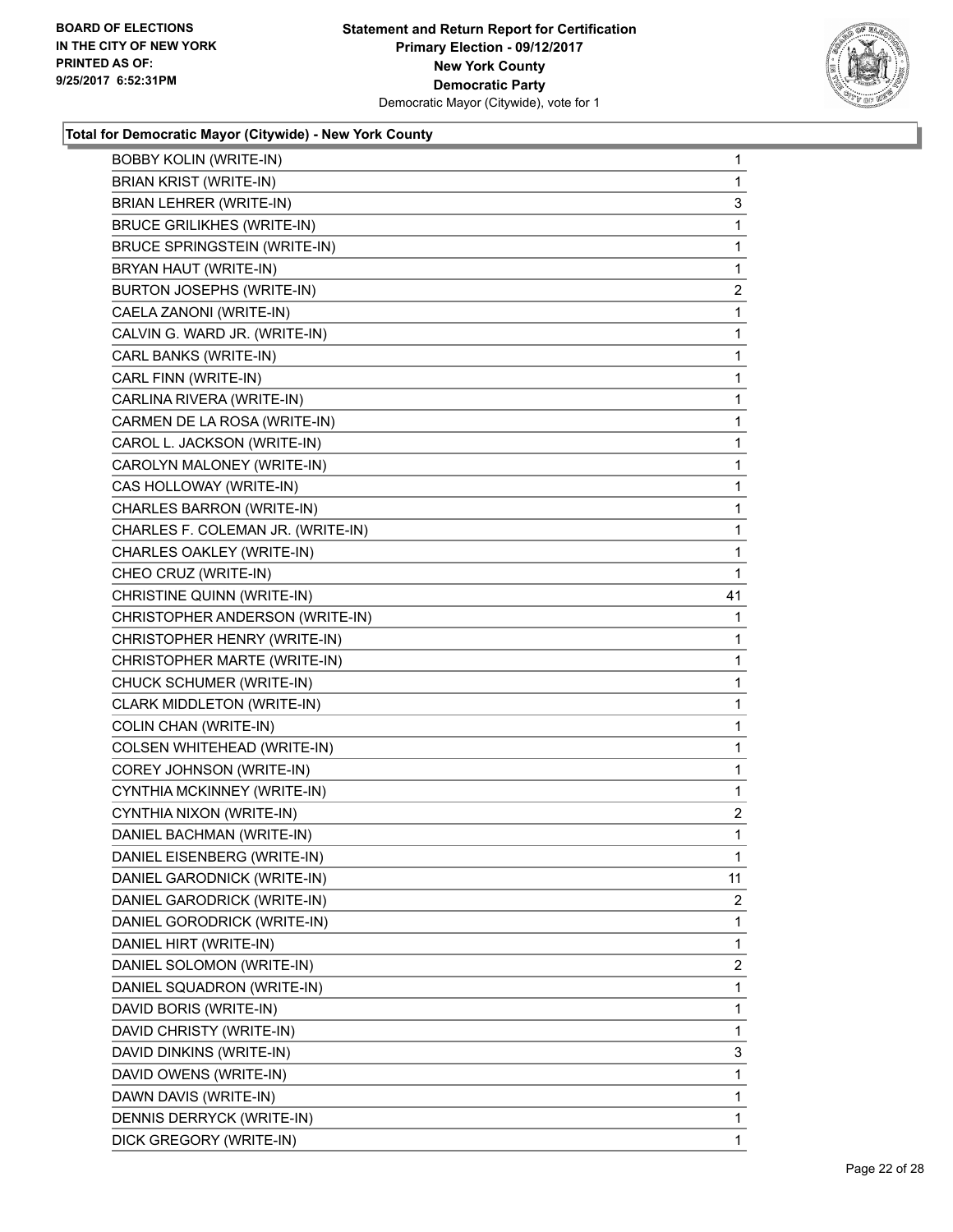**BOARD OF ELECTIONS IN THE CITY OF NEW YORK PRINTED AS OF: 9/25/2017 6:52:31PM**

**Statement and Return Report for Certification**
**Primary Election - 09/12/2017**
**New York County**
**Democratic Party**
Democratic Mayor (Citywide), vote for 1

### Total for Democratic Mayor (Citywide) - New York County

| Candidate | Votes |
|---|---|
| BOBBY KOLIN (WRITE-IN) | 1 |
| BRIAN KRIST (WRITE-IN) | 1 |
| BRIAN LEHRER (WRITE-IN) | 3 |
| BRUCE GRILIKHES (WRITE-IN) | 1 |
| BRUCE SPRINGSTEIN (WRITE-IN) | 1 |
| BRYAN HAUT (WRITE-IN) | 1 |
| BURTON JOSEPHS (WRITE-IN) | 2 |
| CAELA ZANONI (WRITE-IN) | 1 |
| CALVIN G. WARD JR. (WRITE-IN) | 1 |
| CARL BANKS (WRITE-IN) | 1 |
| CARL FINN (WRITE-IN) | 1 |
| CARLINA RIVERA (WRITE-IN) | 1 |
| CARMEN DE LA ROSA (WRITE-IN) | 1 |
| CAROL L. JACKSON (WRITE-IN) | 1 |
| CAROLYN MALONEY (WRITE-IN) | 1 |
| CAS HOLLOWAY (WRITE-IN) | 1 |
| CHARLES BARRON (WRITE-IN) | 1 |
| CHARLES F. COLEMAN JR. (WRITE-IN) | 1 |
| CHARLES OAKLEY (WRITE-IN) | 1 |
| CHEO CRUZ (WRITE-IN) | 1 |
| CHRISTINE QUINN (WRITE-IN) | 41 |
| CHRISTOPHER ANDERSON (WRITE-IN) | 1 |
| CHRISTOPHER HENRY (WRITE-IN) | 1 |
| CHRISTOPHER MARTE (WRITE-IN) | 1 |
| CHUCK SCHUMER (WRITE-IN) | 1 |
| CLARK MIDDLETON (WRITE-IN) | 1 |
| COLIN CHAN (WRITE-IN) | 1 |
| COLSEN WHITEHEAD (WRITE-IN) | 1 |
| COREY JOHNSON (WRITE-IN) | 1 |
| CYNTHIA MCKINNEY (WRITE-IN) | 1 |
| CYNTHIA NIXON (WRITE-IN) | 2 |
| DANIEL BACHMAN (WRITE-IN) | 1 |
| DANIEL EISENBERG (WRITE-IN) | 1 |
| DANIEL GARODNICK (WRITE-IN) | 11 |
| DANIEL GARODRICK (WRITE-IN) | 2 |
| DANIEL GORODRICK (WRITE-IN) | 1 |
| DANIEL HIRT (WRITE-IN) | 1 |
| DANIEL SOLOMON (WRITE-IN) | 2 |
| DANIEL SQUADRON (WRITE-IN) | 1 |
| DAVID BORIS (WRITE-IN) | 1 |
| DAVID CHRISTY (WRITE-IN) | 1 |
| DAVID DINKINS (WRITE-IN) | 3 |
| DAVID OWENS (WRITE-IN) | 1 |
| DAWN DAVIS (WRITE-IN) | 1 |
| DENNIS DERRYCK (WRITE-IN) | 1 |
| DICK GREGORY (WRITE-IN) | 1 |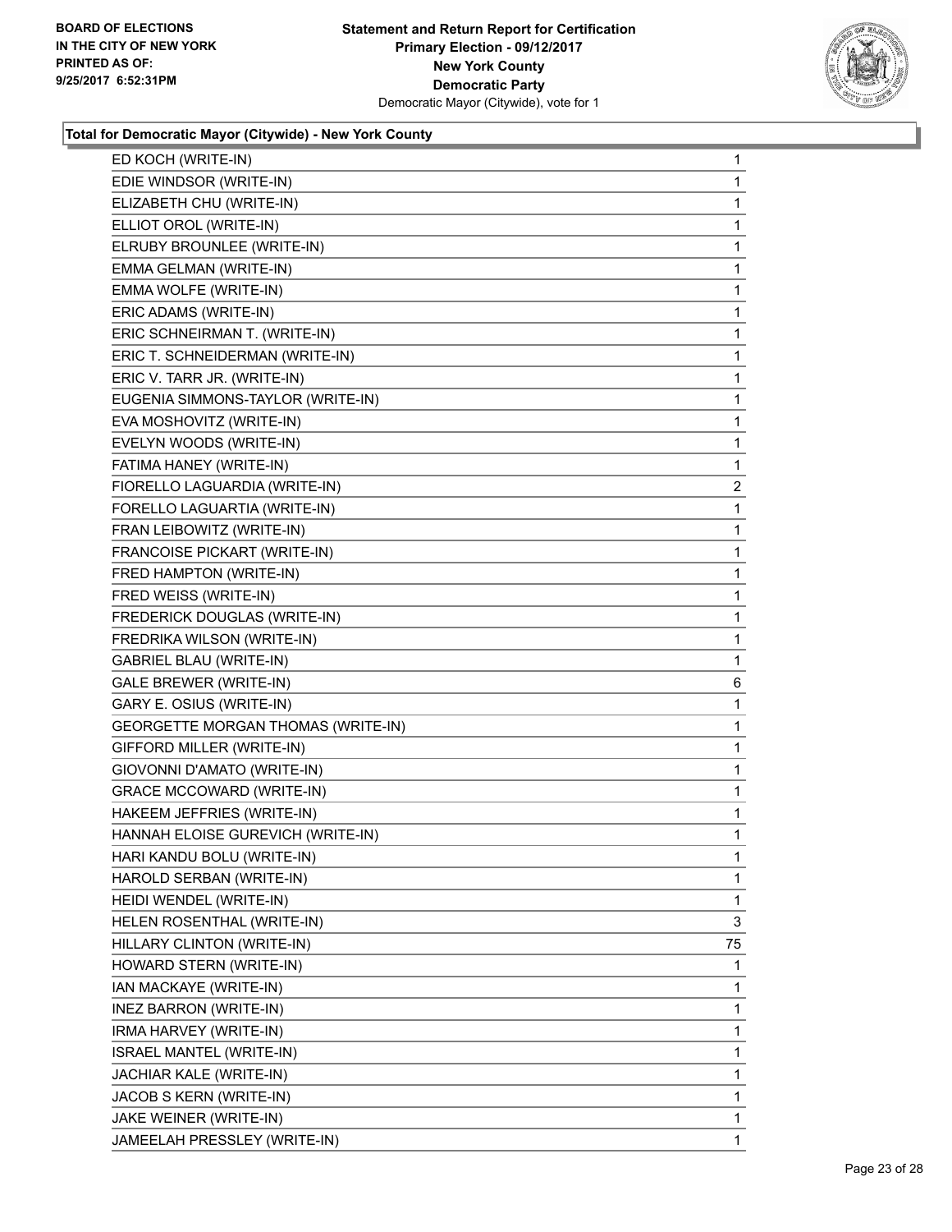**Total for Democratic Mayor (Citywide) - New York County**

| Candidate | Votes |
|---|---|
| ED KOCH (WRITE-IN) | 1 |
| EDIE WINDSOR (WRITE-IN) | 1 |
| ELIZABETH CHU (WRITE-IN) | 1 |
| ELLIOT OROL (WRITE-IN) | 1 |
| ELRUBY BROUNLEE (WRITE-IN) | 1 |
| EMMA GELMAN (WRITE-IN) | 1 |
| EMMA WOLFE (WRITE-IN) | 1 |
| ERIC ADAMS (WRITE-IN) | 1 |
| ERIC SCHNEIRMAN T. (WRITE-IN) | 1 |
| ERIC T. SCHNEIDERMAN (WRITE-IN) | 1 |
| ERIC V. TARR JR. (WRITE-IN) | 1 |
| EUGENIA SIMMONS-TAYLOR (WRITE-IN) | 1 |
| EVA MOSHOVITZ (WRITE-IN) | 1 |
| EVELYN WOODS (WRITE-IN) | 1 |
| FATIMA HANEY (WRITE-IN) | 1 |
| FIORELLO LAGUARDIA (WRITE-IN) | 2 |
| FORELLO LAGUARTIA (WRITE-IN) | 1 |
| FRAN LEIBOWITZ (WRITE-IN) | 1 |
| FRANCOISE PICKART (WRITE-IN) | 1 |
| FRED HAMPTON (WRITE-IN) | 1 |
| FRED WEISS (WRITE-IN) | 1 |
| FREDERICK DOUGLAS (WRITE-IN) | 1 |
| FREDRIKA WILSON (WRITE-IN) | 1 |
| GABRIEL BLAU (WRITE-IN) | 1 |
| GALE BREWER (WRITE-IN) | 6 |
| GARY E. OSIUS (WRITE-IN) | 1 |
| GEORGETTE MORGAN THOMAS (WRITE-IN) | 1 |
| GIFFORD MILLER (WRITE-IN) | 1 |
| GIOVONNI D'AMATO (WRITE-IN) | 1 |
| GRACE MCCOWARD (WRITE-IN) | 1 |
| HAKEEM JEFFRIES (WRITE-IN) | 1 |
| HANNAH ELOISE GUREVICH (WRITE-IN) | 1 |
| HARI KANDU BOLU (WRITE-IN) | 1 |
| HAROLD SERBAN (WRITE-IN) | 1 |
| HEIDI WENDEL (WRITE-IN) | 1 |
| HELEN ROSENTHAL (WRITE-IN) | 3 |
| HILLARY CLINTON (WRITE-IN) | 75 |
| HOWARD STERN (WRITE-IN) | 1 |
| IAN MACKAYE (WRITE-IN) | 1 |
| INEZ BARRON (WRITE-IN) | 1 |
| IRMA HARVEY (WRITE-IN) | 1 |
| ISRAEL MANTEL (WRITE-IN) | 1 |
| JACHIAR KALE (WRITE-IN) | 1 |
| JACOB S KERN (WRITE-IN) | 1 |
| JAKE WEINER (WRITE-IN) | 1 |
| JAMEELAH PRESSLEY (WRITE-IN) | 1 |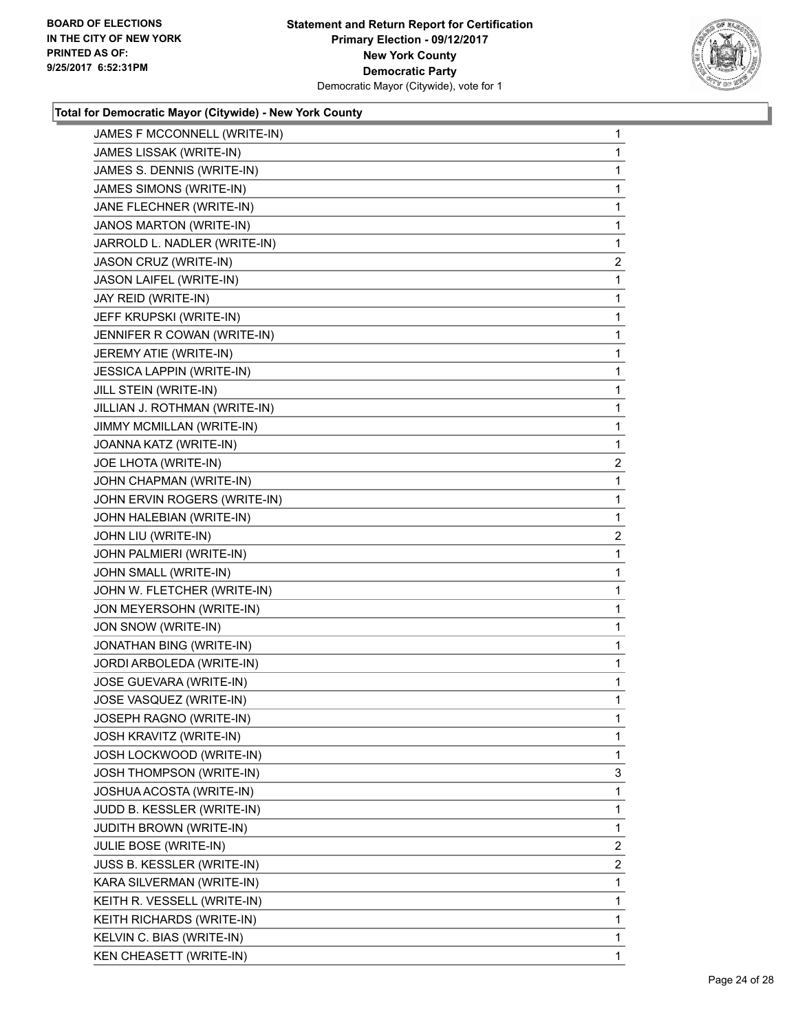**Total for Democratic Mayor (Citywide) - New York County**

| | |
|---|---|
| JAMES F MCCONNELL (WRITE-IN) | 1 |
| JAMES LISSAK (WRITE-IN) | 1 |
| JAMES S. DENNIS (WRITE-IN) | 1 |
| JAMES SIMONS (WRITE-IN) | 1 |
| JANE FLECHNER (WRITE-IN) | 1 |
| JANOS MARTON (WRITE-IN) | 1 |
| JARROLD L. NADLER (WRITE-IN) | 1 |
| JASON CRUZ (WRITE-IN) | 2 |
| JASON LAIFEL (WRITE-IN) | 1 |
| JAY REID (WRITE-IN) | 1 |
| JEFF KRUPSKI (WRITE-IN) | 1 |
| JENNIFER R COWAN (WRITE-IN) | 1 |
| JEREMY ATIE (WRITE-IN) | 1 |
| JESSICA LAPPIN (WRITE-IN) | 1 |
| JILL STEIN (WRITE-IN) | 1 |
| JILLIAN J. ROTHMAN (WRITE-IN) | 1 |
| JIMMY MCMILLAN (WRITE-IN) | 1 |
| JOANNA KATZ (WRITE-IN) | 1 |
| JOE LHOTA (WRITE-IN) | 2 |
| JOHN CHAPMAN (WRITE-IN) | 1 |
| JOHN ERVIN ROGERS (WRITE-IN) | 1 |
| JOHN HALEBIAN (WRITE-IN) | 1 |
| JOHN LIU (WRITE-IN) | 2 |
| JOHN PALMIERI (WRITE-IN) | 1 |
| JOHN SMALL (WRITE-IN) | 1 |
| JOHN W. FLETCHER (WRITE-IN) | 1 |
| JON MEYERSOHN (WRITE-IN) | 1 |
| JON SNOW (WRITE-IN) | 1 |
| JONATHAN BING (WRITE-IN) | 1 |
| JORDI ARBOLEDA (WRITE-IN) | 1 |
| JOSE GUEVARA (WRITE-IN) | 1 |
| JOSE VASQUEZ (WRITE-IN) | 1 |
| JOSEPH RAGNO (WRITE-IN) | 1 |
| JOSH KRAVITZ (WRITE-IN) | 1 |
| JOSH LOCKWOOD (WRITE-IN) | 1 |
| JOSH THOMPSON (WRITE-IN) | 3 |
| JOSHUA ACOSTA (WRITE-IN) | 1 |
| JUDD B. KESSLER (WRITE-IN) | 1 |
| JUDITH BROWN (WRITE-IN) | 1 |
| JULIE BOSE (WRITE-IN) | 2 |
| JUSS B. KESSLER (WRITE-IN) | 2 |
| KARA SILVERMAN (WRITE-IN) | 1 |
| KEITH R. VESSELL (WRITE-IN) | 1 |
| KEITH RICHARDS (WRITE-IN) | 1 |
| KELVIN C. BIAS (WRITE-IN) | 1 |
| KEN CHEASETT (WRITE-IN) | 1 |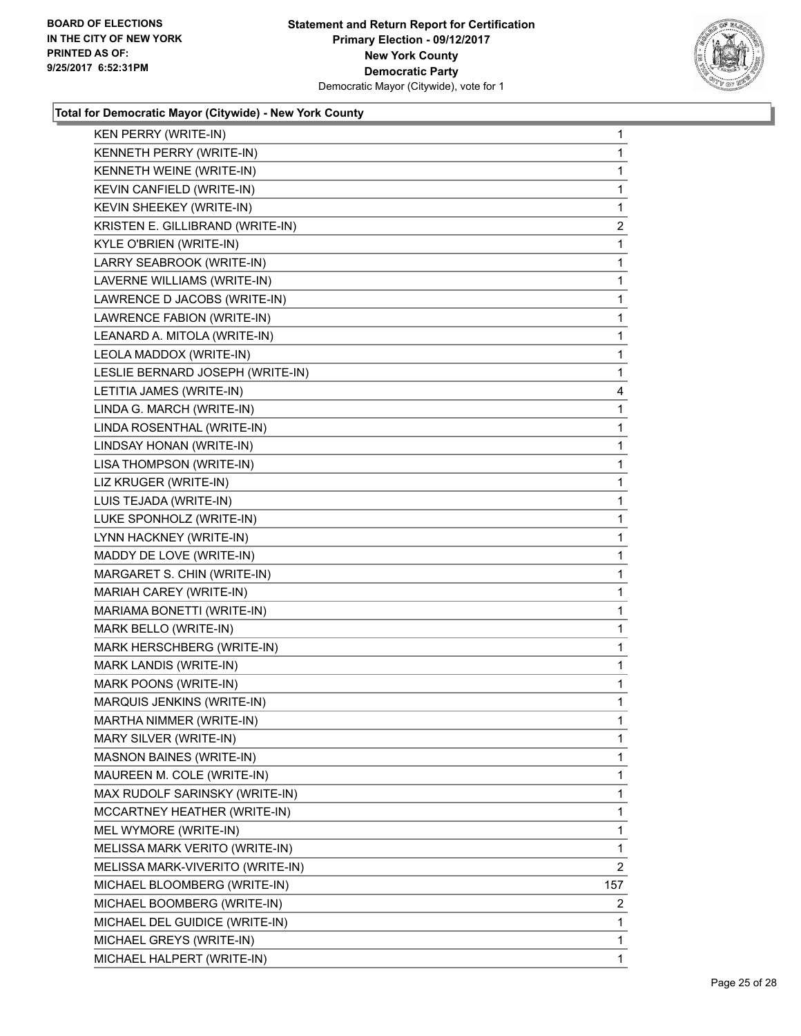**Total for Democratic Mayor (Citywide) - New York County**

| Candidate | Votes |
|---|---|
| KEN PERRY (WRITE-IN) | 1 |
| KENNETH PERRY (WRITE-IN) | 1 |
| KENNETH WEINE (WRITE-IN) | 1 |
| KEVIN CANFIELD (WRITE-IN) | 1 |
| KEVIN SHEEKEY (WRITE-IN) | 1 |
| KRISTEN E. GILLIBRAND (WRITE-IN) | 2 |
| KYLE O'BRIEN (WRITE-IN) | 1 |
| LARRY SEABROOK (WRITE-IN) | 1 |
| LAVERNE WILLIAMS (WRITE-IN) | 1 |
| LAWRENCE D JACOBS (WRITE-IN) | 1 |
| LAWRENCE FABION (WRITE-IN) | 1 |
| LEANARD A. MITOLA (WRITE-IN) | 1 |
| LEOLA MADDOX (WRITE-IN) | 1 |
| LESLIE BERNARD JOSEPH (WRITE-IN) | 1 |
| LETITIA JAMES (WRITE-IN) | 4 |
| LINDA G. MARCH (WRITE-IN) | 1 |
| LINDA ROSENTHAL (WRITE-IN) | 1 |
| LINDSAY HONAN (WRITE-IN) | 1 |
| LISA THOMPSON (WRITE-IN) | 1 |
| LIZ KRUGER (WRITE-IN) | 1 |
| LUIS TEJADA (WRITE-IN) | 1 |
| LUKE SPONHOLZ (WRITE-IN) | 1 |
| LYNN HACKNEY (WRITE-IN) | 1 |
| MADDY DE LOVE (WRITE-IN) | 1 |
| MARGARET S. CHIN (WRITE-IN) | 1 |
| MARIAH CAREY (WRITE-IN) | 1 |
| MARIAMA BONETTI (WRITE-IN) | 1 |
| MARK BELLO (WRITE-IN) | 1 |
| MARK HERSCHBERG (WRITE-IN) | 1 |
| MARK LANDIS (WRITE-IN) | 1 |
| MARK POONS (WRITE-IN) | 1 |
| MARQUIS JENKINS (WRITE-IN) | 1 |
| MARTHA NIMMER (WRITE-IN) | 1 |
| MARY SILVER (WRITE-IN) | 1 |
| MASNON BAINES (WRITE-IN) | 1 |
| MAUREEN M. COLE (WRITE-IN) | 1 |
| MAX RUDOLF SARINSKY (WRITE-IN) | 1 |
| MCCARTNEY HEATHER (WRITE-IN) | 1 |
| MEL WYMORE (WRITE-IN) | 1 |
| MELISSA MARK VERITO (WRITE-IN) | 1 |
| MELISSA MARK-VIVERITO (WRITE-IN) | 2 |
| MICHAEL BLOOMBERG (WRITE-IN) | 157 |
| MICHAEL BOOMBERG (WRITE-IN) | 2 |
| MICHAEL DEL GUIDICE (WRITE-IN) | 1 |
| MICHAEL GREYS (WRITE-IN) | 1 |
| MICHAEL HALPERT (WRITE-IN) | 1 |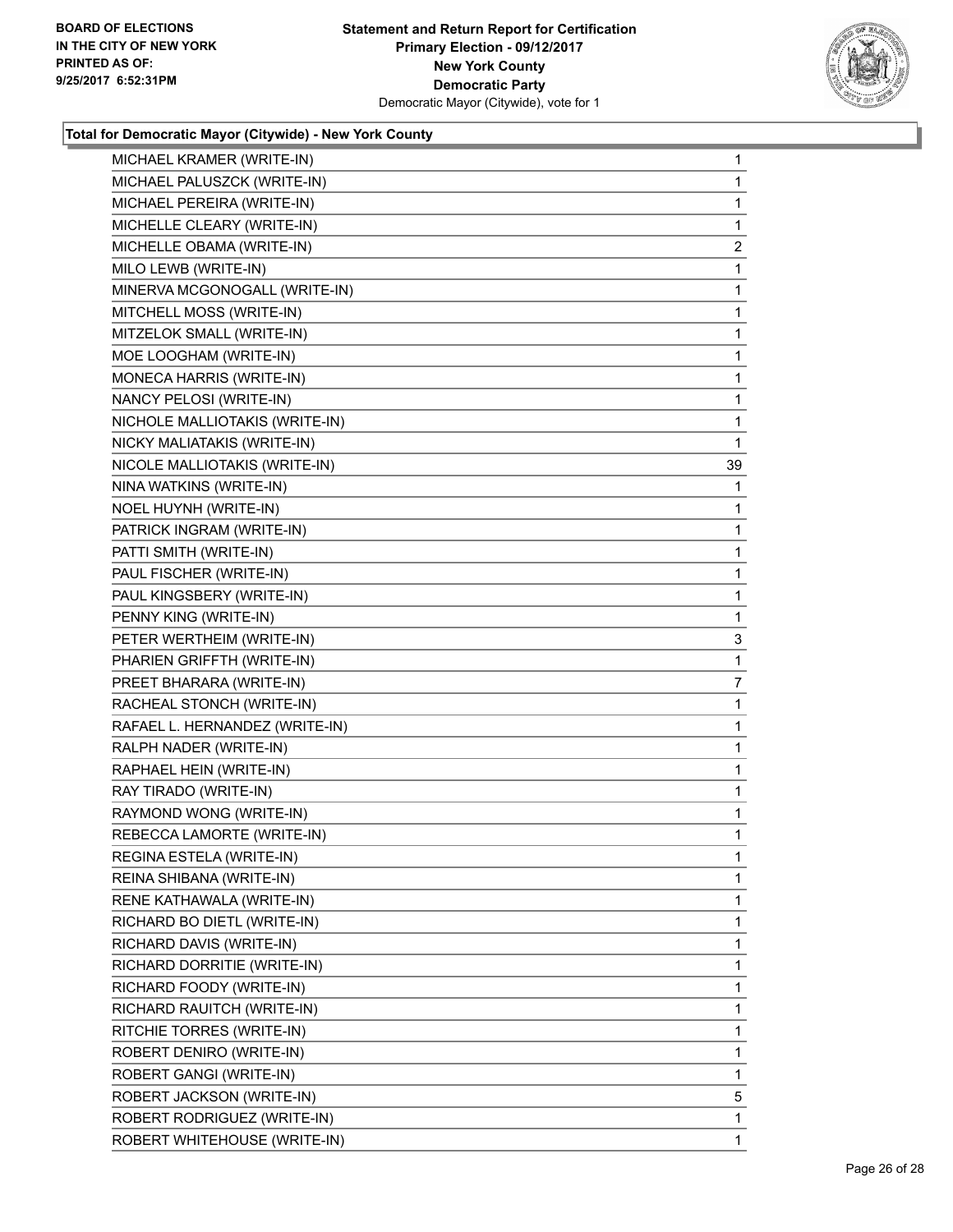**Total for Democratic Mayor (Citywide) - New York County**

| | |
|---|---|
| MICHAEL KRAMER (WRITE-IN) | 1 |
| MICHAEL PALUSZCK (WRITE-IN) | 1 |
| MICHAEL PEREIRA (WRITE-IN) | 1 |
| MICHELLE CLEARY (WRITE-IN) | 1 |
| MICHELLE OBAMA (WRITE-IN) | 2 |
| MILO LEWB (WRITE-IN) | 1 |
| MINERVA MCGONOGALL (WRITE-IN) | 1 |
| MITCHELL MOSS (WRITE-IN) | 1 |
| MITZELOK SMALL (WRITE-IN) | 1 |
| MOE LOOGHAM (WRITE-IN) | 1 |
| MONECA HARRIS (WRITE-IN) | 1 |
| NANCY PELOSI (WRITE-IN) | 1 |
| NICHOLE MALLIOTAKIS (WRITE-IN) | 1 |
| NICKY MALIATAKIS (WRITE-IN) | 1 |
| NICOLE MALLIOTAKIS (WRITE-IN) | 39 |
| NINA WATKINS (WRITE-IN) | 1 |
| NOEL HUYNH (WRITE-IN) | 1 |
| PATRICK INGRAM (WRITE-IN) | 1 |
| PATTI SMITH (WRITE-IN) | 1 |
| PAUL FISCHER (WRITE-IN) | 1 |
| PAUL KINGSBERY (WRITE-IN) | 1 |
| PENNY KING (WRITE-IN) | 1 |
| PETER WERTHEIM (WRITE-IN) | 3 |
| PHARIEN GRIFFTH (WRITE-IN) | 1 |
| PREET BHARARA (WRITE-IN) | 7 |
| RACHEAL STONCH (WRITE-IN) | 1 |
| RAFAEL L. HERNANDEZ (WRITE-IN) | 1 |
| RALPH NADER (WRITE-IN) | 1 |
| RAPHAEL HEIN (WRITE-IN) | 1 |
| RAY TIRADO (WRITE-IN) | 1 |
| RAYMOND WONG (WRITE-IN) | 1 |
| REBECCA LAMORTE (WRITE-IN) | 1 |
| REGINA ESTELA (WRITE-IN) | 1 |
| REINA SHIBANA (WRITE-IN) | 1 |
| RENE KATHAWALA (WRITE-IN) | 1 |
| RICHARD BO DIETL (WRITE-IN) | 1 |
| RICHARD DAVIS (WRITE-IN) | 1 |
| RICHARD DORRITIE (WRITE-IN) | 1 |
| RICHARD FOODY (WRITE-IN) | 1 |
| RICHARD RAUITCH (WRITE-IN) | 1 |
| RITCHIE TORRES (WRITE-IN) | 1 |
| ROBERT DENIRO (WRITE-IN) | 1 |
| ROBERT GANGI (WRITE-IN) | 1 |
| ROBERT JACKSON (WRITE-IN) | 5 |
| ROBERT RODRIGUEZ (WRITE-IN) | 1 |
| ROBERT WHITEHOUSE (WRITE-IN) | 1 |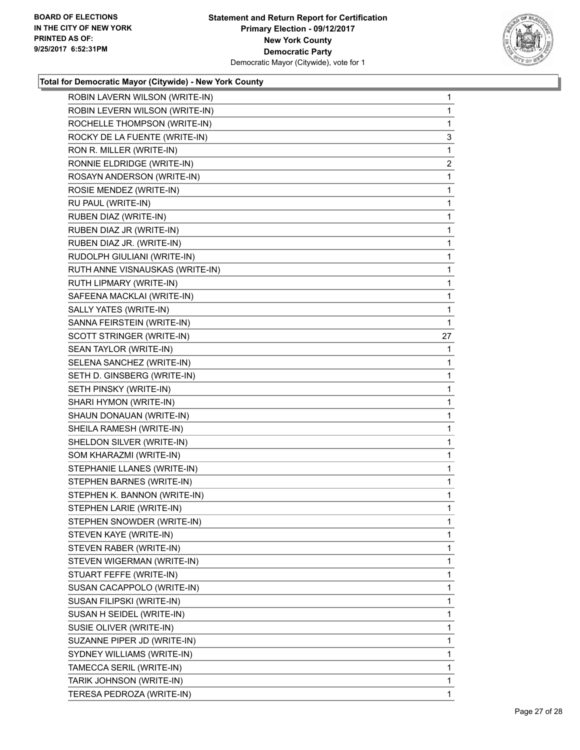**Statement and Return Report for Certification**
**Primary Election - 09/12/2017**
**New York County**
**Democratic Party**
Democratic Mayor (Citywide), vote for 1

BOARD OF ELECTIONS
IN THE CITY OF NEW YORK
PRINTED AS OF:
9/25/2017 6:52:31PM

### Total for Democratic Mayor (Citywide) - New York County

| | |
|---|---|
| ROBIN LAVERN WILSON (WRITE-IN) | 1 |
| ROBIN LEVERN WILSON (WRITE-IN) | 1 |
| ROCHELLE THOMPSON (WRITE-IN) | 1 |
| ROCKY DE LA FUENTE (WRITE-IN) | 3 |
| RON R. MILLER (WRITE-IN) | 1 |
| RONNIE ELDRIDGE (WRITE-IN) | 2 |
| ROSAYN ANDERSON (WRITE-IN) | 1 |
| ROSIE MENDEZ (WRITE-IN) | 1 |
| RU PAUL (WRITE-IN) | 1 |
| RUBEN DIAZ (WRITE-IN) | 1 |
| RUBEN DIAZ JR (WRITE-IN) | 1 |
| RUBEN DIAZ JR. (WRITE-IN) | 1 |
| RUDOLPH GIULIANI (WRITE-IN) | 1 |
| RUTH ANNE VISNAUSKAS (WRITE-IN) | 1 |
| RUTH LIPMARY (WRITE-IN) | 1 |
| SAFEENA MACKLAI (WRITE-IN) | 1 |
| SALLY YATES (WRITE-IN) | 1 |
| SANNA FEIRSTEIN (WRITE-IN) | 1 |
| SCOTT STRINGER (WRITE-IN) | 27 |
| SEAN TAYLOR (WRITE-IN) | 1 |
| SELENA SANCHEZ (WRITE-IN) | 1 |
| SETH D. GINSBERG (WRITE-IN) | 1 |
| SETH PINSKY (WRITE-IN) | 1 |
| SHARI HYMON (WRITE-IN) | 1 |
| SHAUN DONAUAN (WRITE-IN) | 1 |
| SHEILA RAMESH (WRITE-IN) | 1 |
| SHELDON SILVER (WRITE-IN) | 1 |
| SOM KHARAZMI (WRITE-IN) | 1 |
| STEPHANIE LLANES (WRITE-IN) | 1 |
| STEPHEN BARNES (WRITE-IN) | 1 |
| STEPHEN K. BANNON (WRITE-IN) | 1 |
| STEPHEN LARIE (WRITE-IN) | 1 |
| STEPHEN SNOWDER (WRITE-IN) | 1 |
| STEVEN KAYE (WRITE-IN) | 1 |
| STEVEN RABER (WRITE-IN) | 1 |
| STEVEN WIGERMAN (WRITE-IN) | 1 |
| STUART FEFFE (WRITE-IN) | 1 |
| SUSAN CACAPPOLO (WRITE-IN) | 1 |
| SUSAN FILIPSKI (WRITE-IN) | 1 |
| SUSAN H SEIDEL (WRITE-IN) | 1 |
| SUSIE OLIVER (WRITE-IN) | 1 |
| SUZANNE PIPER JD (WRITE-IN) | 1 |
| SYDNEY WILLIAMS (WRITE-IN) | 1 |
| TAMECCA SERIL (WRITE-IN) | 1 |
| TARIK JOHNSON (WRITE-IN) | 1 |
| TERESA PEDROZA (WRITE-IN) | 1 |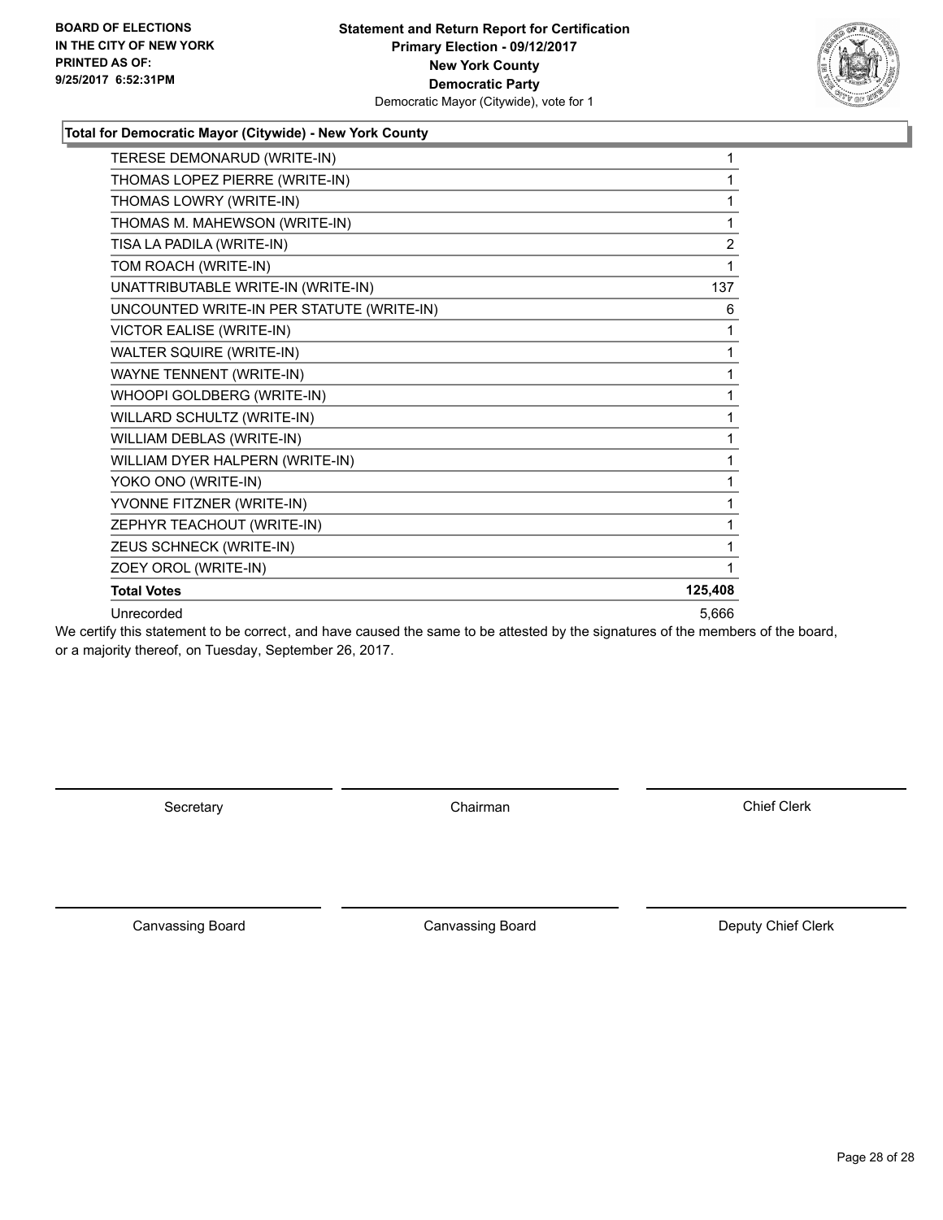**BOARD OF ELECTIONS IN THE CITY OF NEW YORK PRINTED AS OF: 9/25/2017 6:52:31PM**

**Statement and Return Report for Certification**
**Primary Election - 09/12/2017**
**New York County**
**Democratic Party**
Democratic Mayor (Citywide), vote for 1

**Total for Democratic Mayor (Citywide) - New York County**

| | |
|---|---|
| TERESE DEMONARUD (WRITE-IN) | 1 |
| THOMAS LOPEZ PIERRE (WRITE-IN) | 1 |
| THOMAS LOWRY (WRITE-IN) | 1 |
| THOMAS M. MAHEWSON (WRITE-IN) | 1 |
| TISA LA PADILA (WRITE-IN) | 2 |
| TOM ROACH (WRITE-IN) | 1 |
| UNATTRIBUTABLE WRITE-IN (WRITE-IN) | 137 |
| UNCOUNTED WRITE-IN PER STATUTE (WRITE-IN) | 6 |
| VICTOR EALISE (WRITE-IN) | 1 |
| WALTER SQUIRE (WRITE-IN) | 1 |
| WAYNE TENNENT (WRITE-IN) | 1 |
| WHOOPI GOLDBERG (WRITE-IN) | 1 |
| WILLARD SCHULTZ (WRITE-IN) | 1 |
| WILLIAM DEBLAS (WRITE-IN) | 1 |
| WILLIAM DYER HALPERN (WRITE-IN) | 1 |
| YOKO ONO (WRITE-IN) | 1 |
| YVONNE FITZNER (WRITE-IN) | 1 |
| ZEPHYR TEACHOUT (WRITE-IN) | 1 |
| ZEUS SCHNECK (WRITE-IN) | 1 |
| ZOEY OROL (WRITE-IN) | 1 |
| **Total Votes** | **125,408** |
| Unrecorded | 5,666 |

We certify this statement to be correct, and have caused the same to be attested by the signatures of the members of the board, or a majority thereof, on Tuesday, September 26, 2017.

Secretary

Chairman

Chief Clerk

Canvassing Board

Canvassing Board

Deputy Chief Clerk